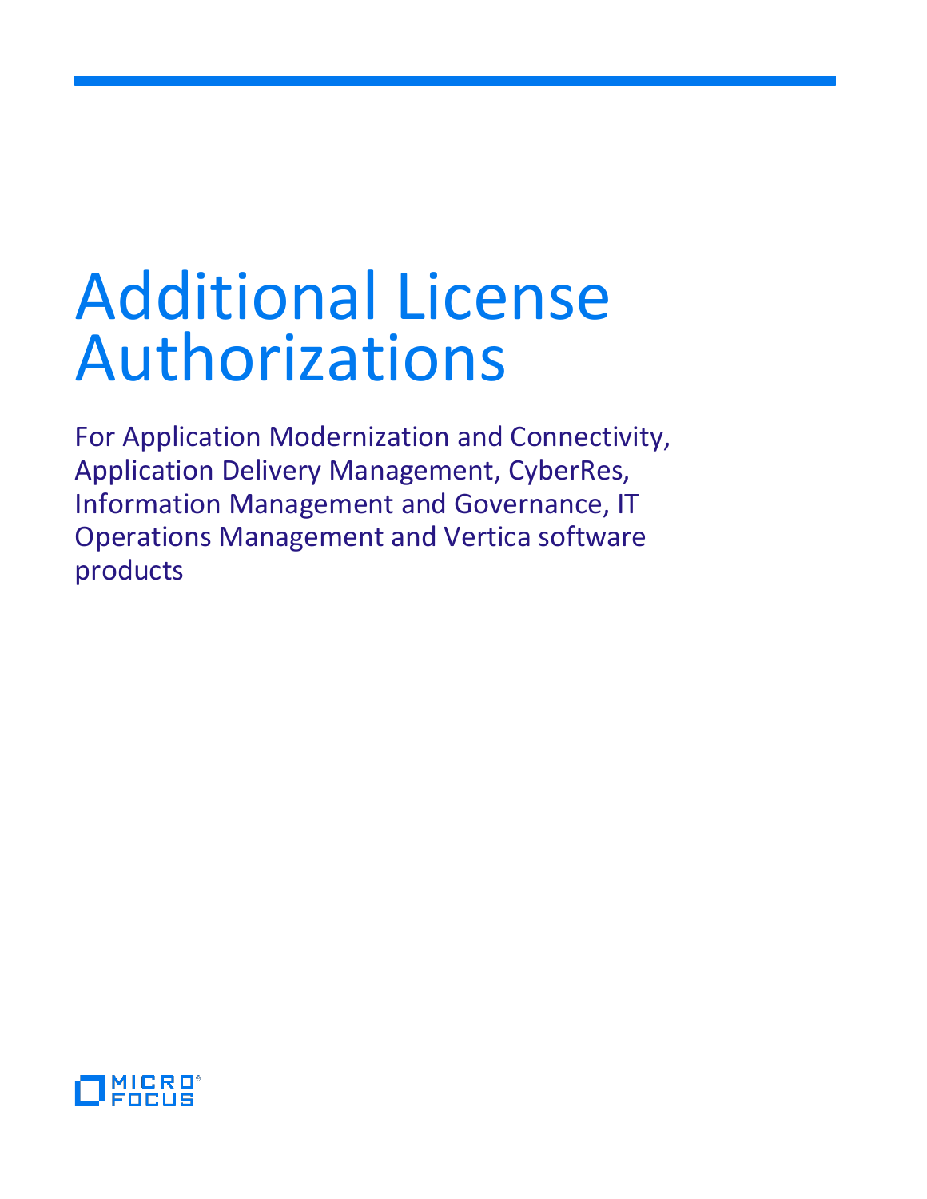# Additional License Authorizations

For Application Modernization and Connectivity, Application Delivery Management, CyberRes, Information Management and Governance, IT Operations Management and Vertica software products

MICRO FOCUS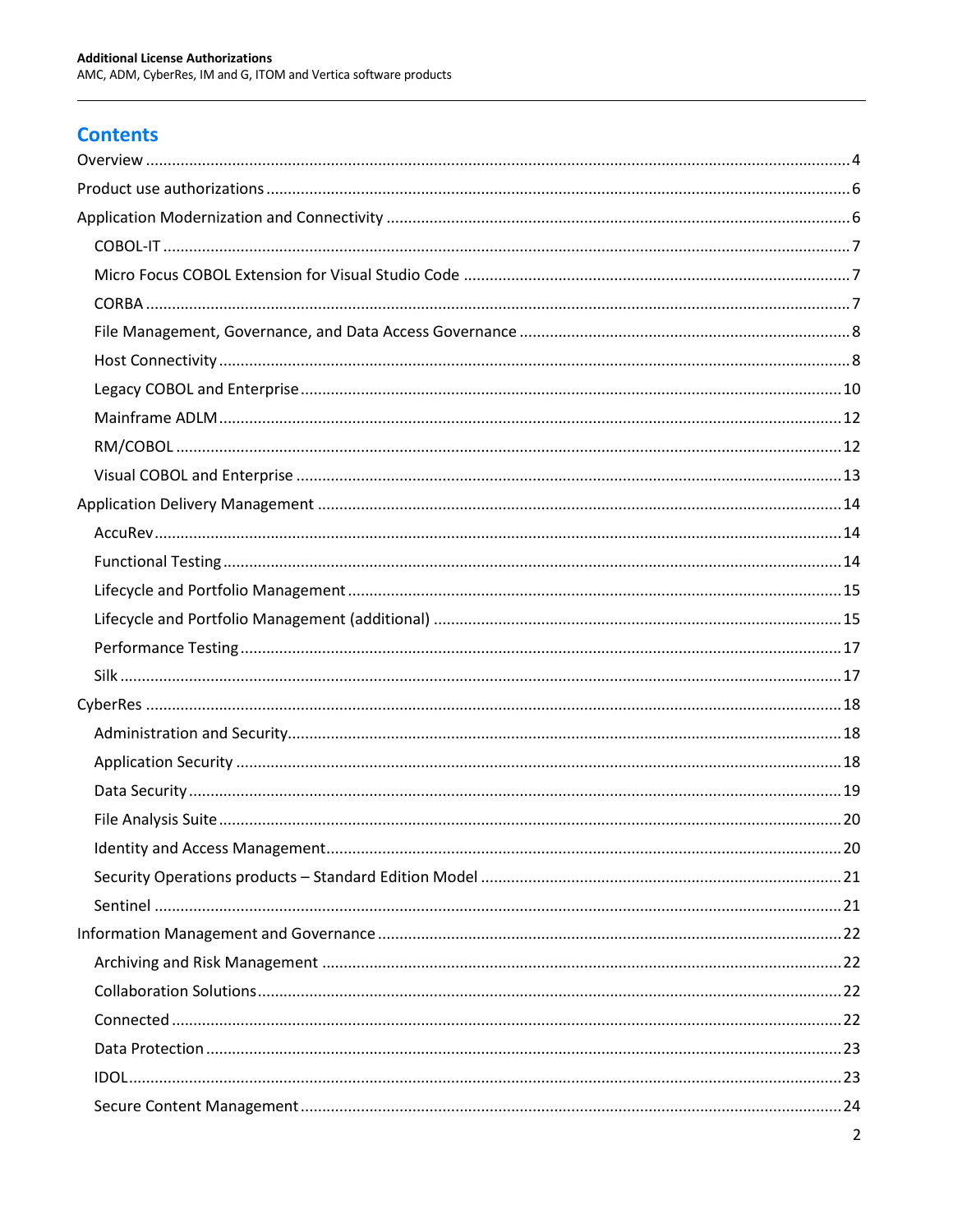## Contents

- Overview ... 4
- Product use authorizations ... 6
- Application Modernization and Connectivity ... 6
  - COBOL-IT ... 7
  - Micro Focus COBOL Extension for Visual Studio Code ... 7
  - CORBA ... 7
  - File Management, Governance, and Data Access Governance ... 8
  - Host Connectivity ... 8
  - Legacy COBOL and Enterprise ... 10
  - Mainframe ADLM ... 12
  - RM/COBOL ... 12
  - Visual COBOL and Enterprise ... 13
- Application Delivery Management ... 14
  - AccuRev ... 14
  - Functional Testing ... 14
  - Lifecycle and Portfolio Management ... 15
  - Lifecycle and Portfolio Management (additional) ... 15
  - Performance Testing ... 17
  - Silk ... 17
- CyberRes ... 18
  - Administration and Security ... 18
  - Application Security ... 18
  - Data Security ... 19
  - File Analysis Suite ... 20
  - Identity and Access Management ... 20
  - Security Operations products – Standard Edition Model ... 21
  - Sentinel ... 21
- Information Management and Governance ... 22
  - Archiving and Risk Management ... 22
  - Collaboration Solutions ... 22
  - Connected ... 22
  - Data Protection ... 23
  - IDOL ... 23
  - Secure Content Management ... 24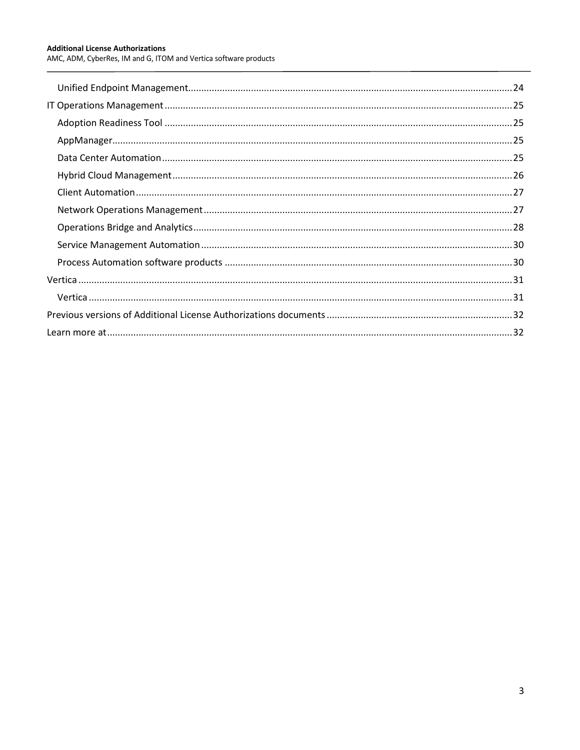- Unified Endpoint Management ... 24
- IT Operations Management ... 25
  - Adoption Readiness Tool ... 25
  - AppManager ... 25
  - Data Center Automation ... 25
  - Hybrid Cloud Management ... 26
  - Client Automation ... 27
  - Network Operations Management ... 27
  - Operations Bridge and Analytics ... 28
  - Service Management Automation ... 30
  - Process Automation software products ... 30
- Vertica ... 31
  - Vertica ... 31
- Previous versions of Additional License Authorizations documents ... 32
- Learn more at ... 32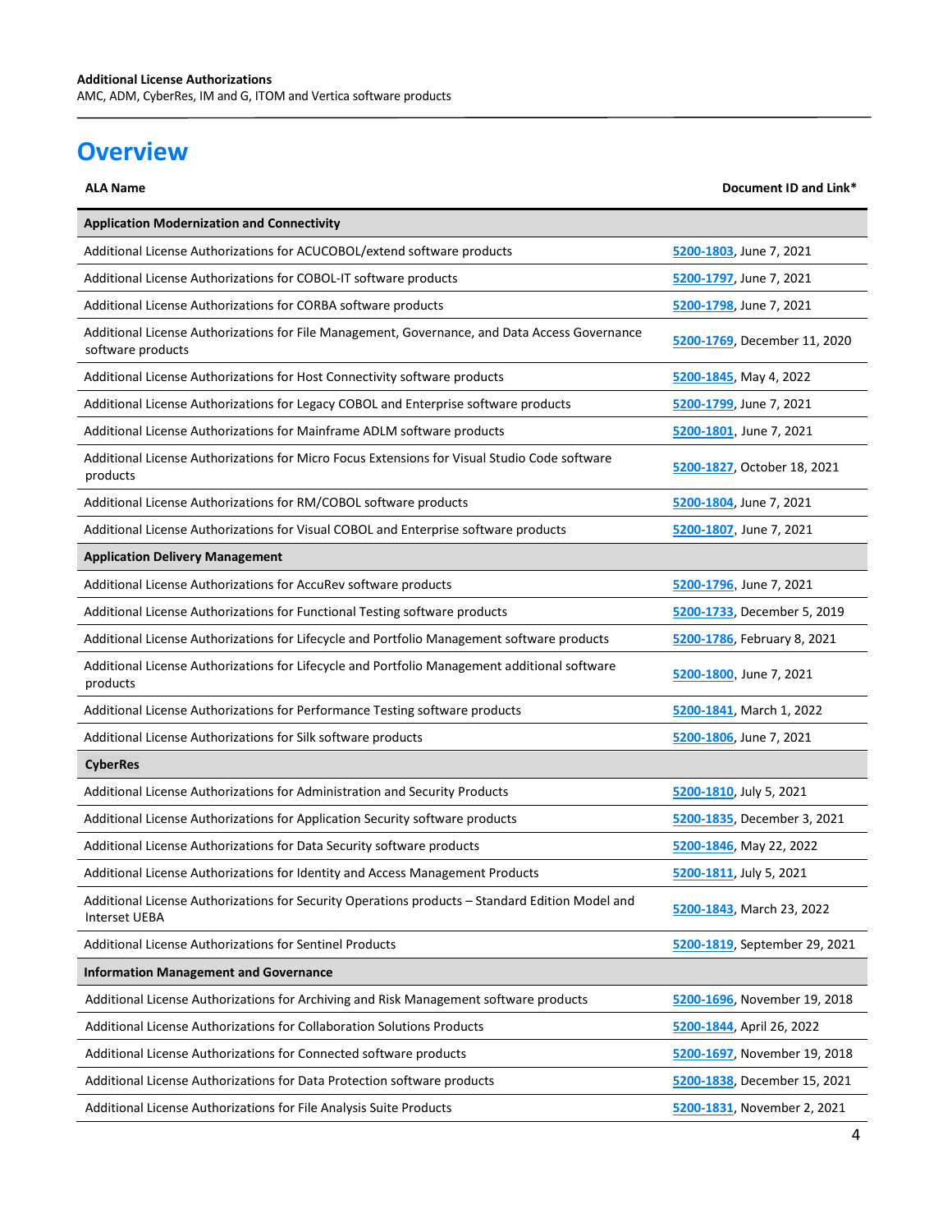# Overview

| ALA Name | Document ID and Link* |
|---|---|
| **Application Modernization and Connectivity** | |
| Additional License Authorizations for ACUCOBOL/extend software products | 5200-1803, June 7, 2021 |
| Additional License Authorizations for COBOL-IT software products | 5200-1797, June 7, 2021 |
| Additional License Authorizations for CORBA software products | 5200-1798, June 7, 2021 |
| Additional License Authorizations for File Management, Governance, and Data Access Governance software products | 5200-1769, December 11, 2020 |
| Additional License Authorizations for Host Connectivity software products | 5200-1845, May 4, 2022 |
| Additional License Authorizations for Legacy COBOL and Enterprise software products | 5200-1799, June 7, 2021 |
| Additional License Authorizations for Mainframe ADLM software products | 5200-1801, June 7, 2021 |
| Additional License Authorizations for Micro Focus Extensions for Visual Studio Code software products | 5200-1827, October 18, 2021 |
| Additional License Authorizations for RM/COBOL software products | 5200-1804, June 7, 2021 |
| Additional License Authorizations for Visual COBOL and Enterprise software products | 5200-1807, June 7, 2021 |
| **Application Delivery Management** | |
| Additional License Authorizations for AccuRev software products | 5200-1796, June 7, 2021 |
| Additional License Authorizations for Functional Testing software products | 5200-1733, December 5, 2019 |
| Additional License Authorizations for Lifecycle and Portfolio Management software products | 5200-1786, February 8, 2021 |
| Additional License Authorizations for Lifecycle and Portfolio Management additional software products | 5200-1800, June 7, 2021 |
| Additional License Authorizations for Performance Testing software products | 5200-1841, March 1, 2022 |
| Additional License Authorizations for Silk software products | 5200-1806, June 7, 2021 |
| **CyberRes** | |
| Additional License Authorizations for Administration and Security Products | 5200-1810, July 5, 2021 |
| Additional License Authorizations for Application Security software products | 5200-1835, December 3, 2021 |
| Additional License Authorizations for Data Security software products | 5200-1846, May 22, 2022 |
| Additional License Authorizations for Identity and Access Management Products | 5200-1811, July 5, 2021 |
| Additional License Authorizations for Security Operations products – Standard Edition Model and Interset UEBA | 5200-1843, March 23, 2022 |
| Additional License Authorizations for Sentinel Products | 5200-1819, September 29, 2021 |
| **Information Management and Governance** | |
| Additional License Authorizations for Archiving and Risk Management software products | 5200-1696, November 19, 2018 |
| Additional License Authorizations for Collaboration Solutions Products | 5200-1844, April 26, 2022 |
| Additional License Authorizations for Connected software products | 5200-1697, November 19, 2018 |
| Additional License Authorizations for Data Protection software products | 5200-1838, December 15, 2021 |
| Additional License Authorizations for File Analysis Suite Products | 5200-1831, November 2, 2021 |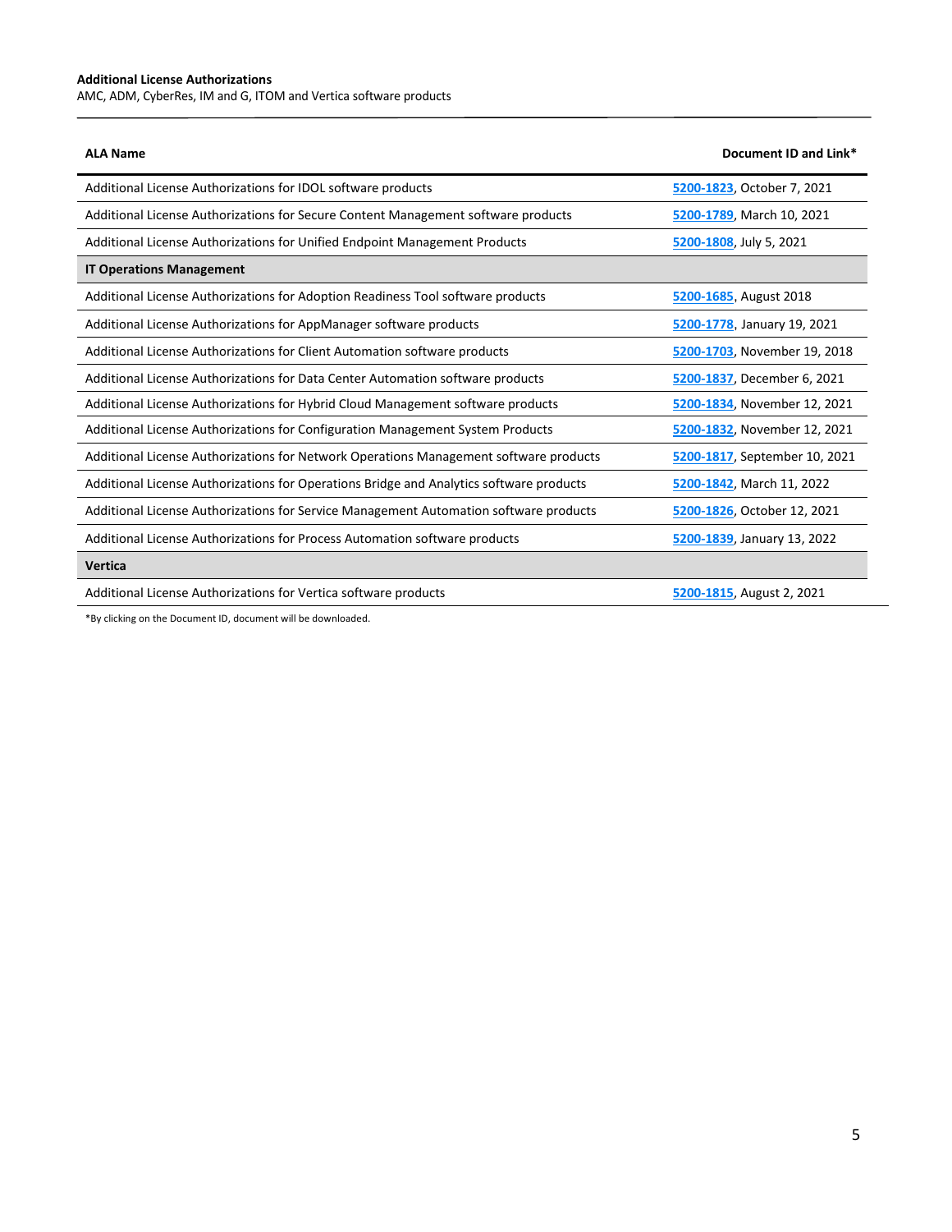| ALA Name | Document ID and Link* |
| --- | --- |
| Additional License Authorizations for IDOL software products | 5200-1823, October 7, 2021 |
| Additional License Authorizations for Secure Content Management software products | 5200-1789, March 10, 2021 |
| Additional License Authorizations for Unified Endpoint Management Products | 5200-1808, July 5, 2021 |
| **IT Operations Management** | |
| Additional License Authorizations for Adoption Readiness Tool software products | 5200-1685, August 2018 |
| Additional License Authorizations for AppManager software products | 5200-1778, January 19, 2021 |
| Additional License Authorizations for Client Automation software products | 5200-1703, November 19, 2018 |
| Additional License Authorizations for Data Center Automation software products | 5200-1837, December 6, 2021 |
| Additional License Authorizations for Hybrid Cloud Management software products | 5200-1834, November 12, 2021 |
| Additional License Authorizations for Configuration Management System Products | 5200-1832, November 12, 2021 |
| Additional License Authorizations for Network Operations Management software products | 5200-1817, September 10, 2021 |
| Additional License Authorizations for Operations Bridge and Analytics software products | 5200-1842, March 11, 2022 |
| Additional License Authorizations for Service Management Automation software products | 5200-1826, October 12, 2021 |
| Additional License Authorizations for Process Automation software products | 5200-1839, January 13, 2022 |
| **Vertica** | |
| Additional License Authorizations for Vertica software products | 5200-1815, August 2, 2021 |

*By clicking on the Document ID, document will be downloaded.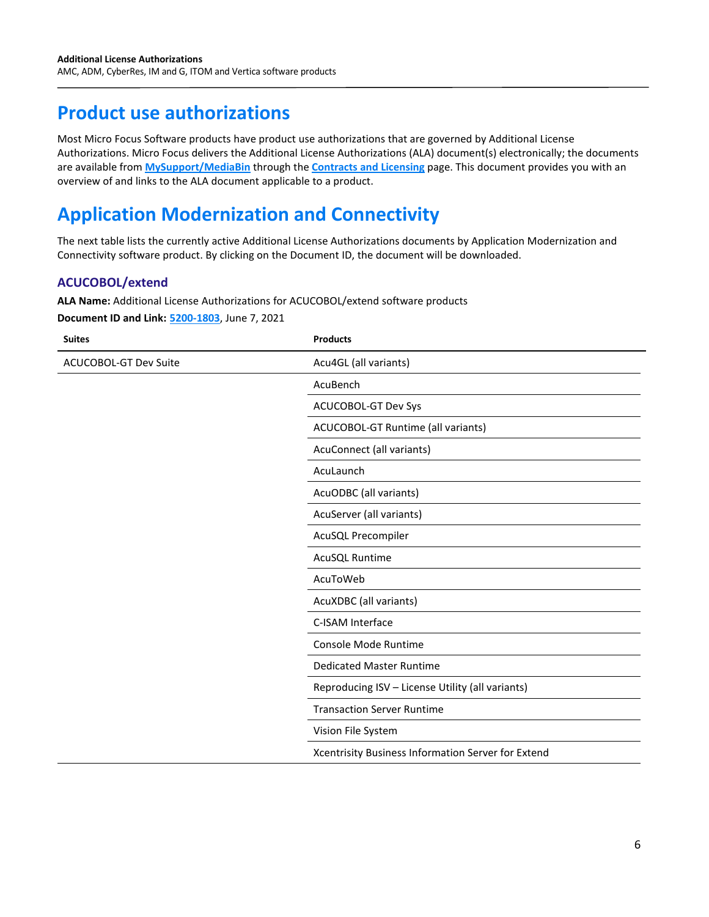# Product use authorizations

Most Micro Focus Software products have product use authorizations that are governed by Additional License Authorizations. Micro Focus delivers the Additional License Authorizations (ALA) document(s) electronically; the documents are available from **[MySupport/MediaBin]()** through the **[Contracts and Licensing]()** page. This document provides you with an overview of and links to the ALA document applicable to a product.

# Application Modernization and Connectivity

The next table lists the currently active Additional License Authorizations documents by Application Modernization and Connectivity software product. By clicking on the Document ID, the document will be downloaded.

### ACUCOBOL/extend

**ALA Name:** Additional License Authorizations for ACUCOBOL/extend software products

**Document ID and Link:** **[5200-1803]()**, June 7, 2021

| Suites | Products |
|---|---|
| ACUCOBOL-GT Dev Suite | Acu4GL (all variants) |
| | AcuBench |
| | ACUCOBOL-GT Dev Sys |
| | ACUCOBOL-GT Runtime (all variants) |
| | AcuConnect (all variants) |
| | AcuLaunch |
| | AcuODBC (all variants) |
| | AcuServer (all variants) |
| | AcuSQL Precompiler |
| | AcuSQL Runtime |
| | AcuToWeb |
| | AcuXDBC (all variants) |
| | C-ISAM Interface |
| | Console Mode Runtime |
| | Dedicated Master Runtime |
| | Reproducing ISV – License Utility (all variants) |
| | Transaction Server Runtime |
| | Vision File System |
| | Xcentrisity Business Information Server for Extend |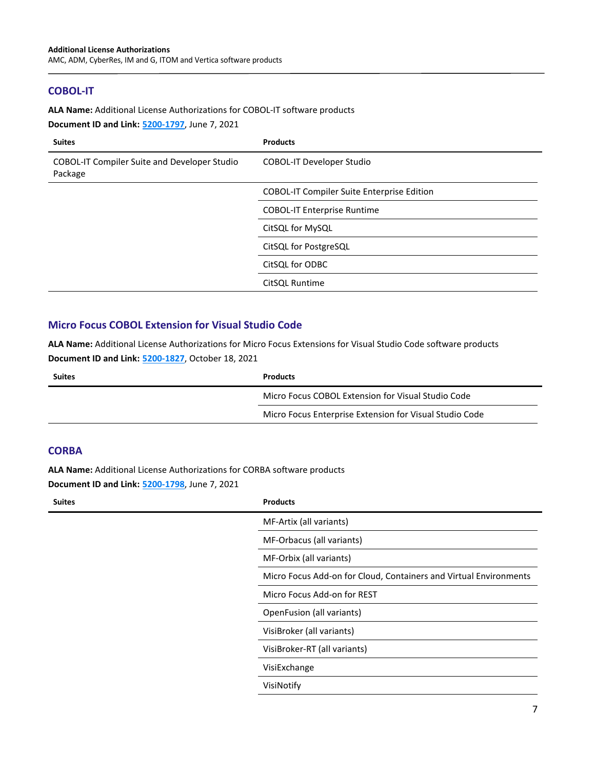## COBOL-IT

**ALA Name:** Additional License Authorizations for COBOL-IT software products

**Document ID and Link:** **5200-1797**, June 7, 2021

| Suites | Products |
| --- | --- |
| COBOL-IT Compiler Suite and Developer Studio Package | COBOL-IT Developer Studio |
| | COBOL-IT Compiler Suite Enterprise Edition |
| | COBOL-IT Enterprise Runtime |
| | CitSQL for MySQL |
| | CitSQL for PostgreSQL |
| | CitSQL for ODBC |
| | CitSQL Runtime |

## Micro Focus COBOL Extension for Visual Studio Code

**ALA Name:** Additional License Authorizations for Micro Focus Extensions for Visual Studio Code software products

**Document ID and Link:** **5200-1827**, October 18, 2021

| Suites | Products |
| --- | --- |
| | Micro Focus COBOL Extension for Visual Studio Code |
| | Micro Focus Enterprise Extension for Visual Studio Code |

## CORBA

**ALA Name:** Additional License Authorizations for CORBA software products

**Document ID and Link:** **5200-1798**, June 7, 2021

| Suites | Products |
| --- | --- |
| | MF-Artix (all variants) |
| | MF-Orbacus (all variants) |
| | MF-Orbix (all variants) |
| | Micro Focus Add-on for Cloud, Containers and Virtual Environments |
| | Micro Focus Add-on for REST |
| | OpenFusion (all variants) |
| | VisiBroker (all variants) |
| | VisiBroker-RT (all variants) |
| | VisiExchange |
| | VisiNotify |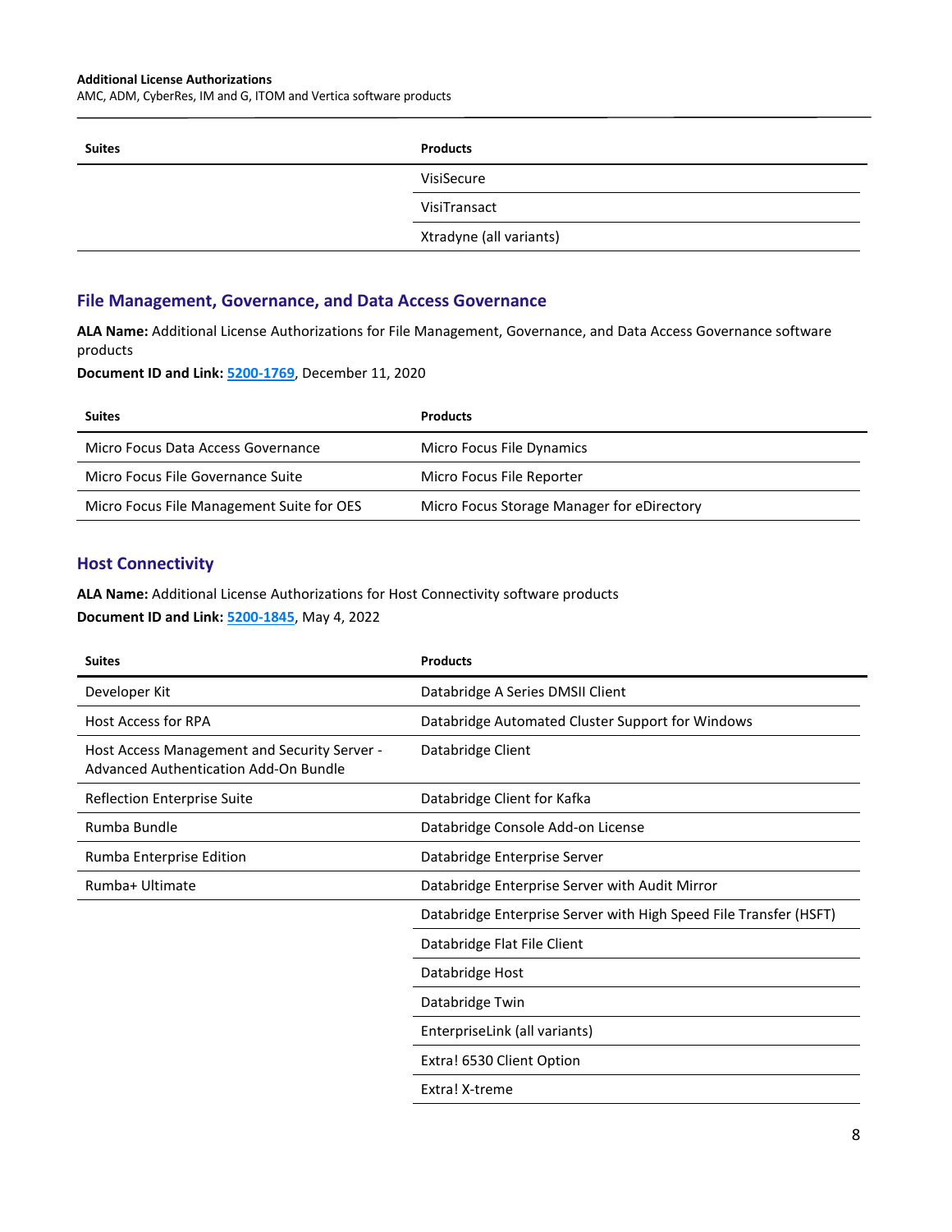| Suites | Products |
|---|---|
| | VisiSecure |
| | VisiTransact |
| | Xtradyne (all variants) |

## File Management, Governance, and Data Access Governance

**ALA Name:** Additional License Authorizations for File Management, Governance, and Data Access Governance software products

**Document ID and Link:** 5200-1769, December 11, 2020

| Suites | Products |
|---|---|
| Micro Focus Data Access Governance | Micro Focus File Dynamics |
| Micro Focus File Governance Suite | Micro Focus File Reporter |
| Micro Focus File Management Suite for OES | Micro Focus Storage Manager for eDirectory |

## Host Connectivity

**ALA Name:** Additional License Authorizations for Host Connectivity software products

**Document ID and Link:** 5200-1845, May 4, 2022

| Suites | Products |
|---|---|
| Developer Kit | Databridge A Series DMSII Client |
| Host Access for RPA | Databridge Automated Cluster Support for Windows |
| Host Access Management and Security Server - Advanced Authentication Add-On Bundle | Databridge Client |
| Reflection Enterprise Suite | Databridge Client for Kafka |
| Rumba Bundle | Databridge Console Add-on License |
| Rumba Enterprise Edition | Databridge Enterprise Server |
| Rumba+ Ultimate | Databridge Enterprise Server with Audit Mirror |
| | Databridge Enterprise Server with High Speed File Transfer (HSFT) |
| | Databridge Flat File Client |
| | Databridge Host |
| | Databridge Twin |
| | EnterpriseLink (all variants) |
| | Extra! 6530 Client Option |
| | Extra! X-treme |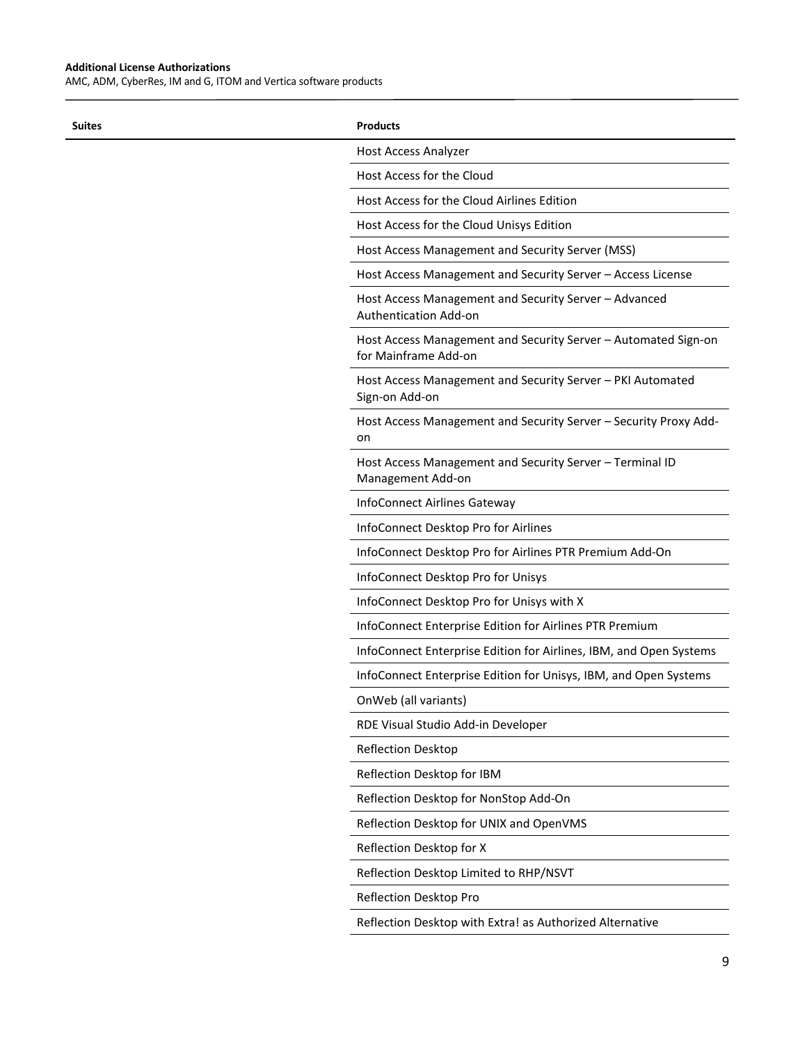| Suites | Products |
| --- | --- |
| | Host Access Analyzer |
| | Host Access for the Cloud |
| | Host Access for the Cloud Airlines Edition |
| | Host Access for the Cloud Unisys Edition |
| | Host Access Management and Security Server (MSS) |
| | Host Access Management and Security Server – Access License |
| | Host Access Management and Security Server – Advanced Authentication Add-on |
| | Host Access Management and Security Server – Automated Sign-on for Mainframe Add-on |
| | Host Access Management and Security Server – PKI Automated Sign-on Add-on |
| | Host Access Management and Security Server – Security Proxy Add-on |
| | Host Access Management and Security Server – Terminal ID Management Add-on |
| | InfoConnect Airlines Gateway |
| | InfoConnect Desktop Pro for Airlines |
| | InfoConnect Desktop Pro for Airlines PTR Premium Add-On |
| | InfoConnect Desktop Pro for Unisys |
| | InfoConnect Desktop Pro for Unisys with X |
| | InfoConnect Enterprise Edition for Airlines PTR Premium |
| | InfoConnect Enterprise Edition for Airlines, IBM, and Open Systems |
| | InfoConnect Enterprise Edition for Unisys, IBM, and Open Systems |
| | OnWeb (all variants) |
| | RDE Visual Studio Add-in Developer |
| | Reflection Desktop |
| | Reflection Desktop for IBM |
| | Reflection Desktop for NonStop Add-On |
| | Reflection Desktop for UNIX and OpenVMS |
| | Reflection Desktop for X |
| | Reflection Desktop Limited to RHP/NSVT |
| | Reflection Desktop Pro |
| | Reflection Desktop with Extra! as Authorized Alternative |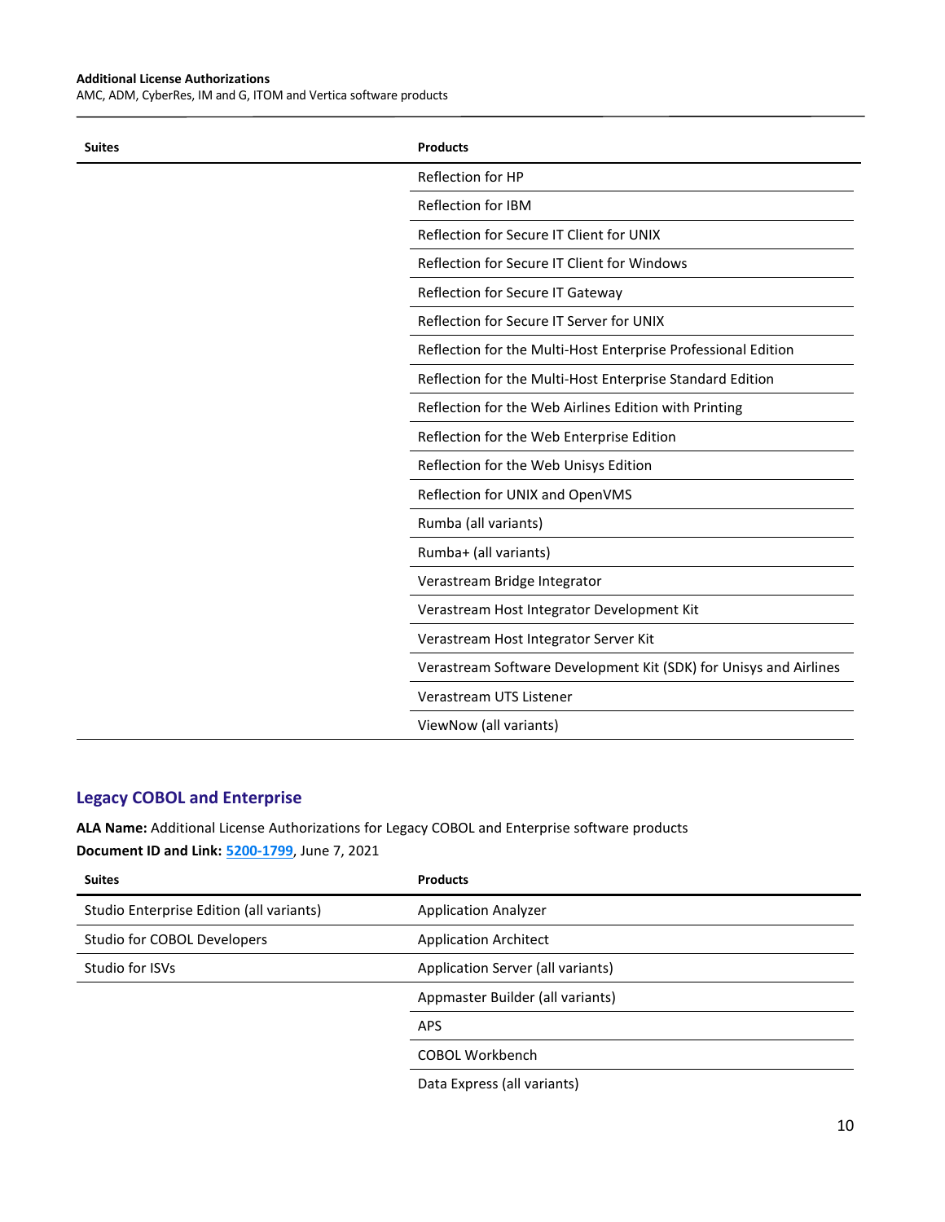| Suites | Products |
| --- | --- |
| | Reflection for HP |
| | Reflection for IBM |
| | Reflection for Secure IT Client for UNIX |
| | Reflection for Secure IT Client for Windows |
| | Reflection for Secure IT Gateway |
| | Reflection for Secure IT Server for UNIX |
| | Reflection for the Multi-Host Enterprise Professional Edition |
| | Reflection for the Multi-Host Enterprise Standard Edition |
| | Reflection for the Web Airlines Edition with Printing |
| | Reflection for the Web Enterprise Edition |
| | Reflection for the Web Unisys Edition |
| | Reflection for UNIX and OpenVMS |
| | Rumba (all variants) |
| | Rumba+ (all variants) |
| | Verastream Bridge Integrator |
| | Verastream Host Integrator Development Kit |
| | Verastream Host Integrator Server Kit |
| | Verastream Software Development Kit (SDK) for Unisys and Airlines |
| | Verastream UTS Listener |
| | ViewNow (all variants) |

## Legacy COBOL and Enterprise

**ALA Name:** Additional License Authorizations for Legacy COBOL and Enterprise software products
**Document ID and Link:** 5200-1799, June 7, 2021

| Suites | Products |
| --- | --- |
| Studio Enterprise Edition (all variants) | Application Analyzer |
| Studio for COBOL Developers | Application Architect |
| Studio for ISVs | Application Server (all variants) |
| | Appmaster Builder (all variants) |
| | APS |
| | COBOL Workbench |
| | Data Express (all variants) |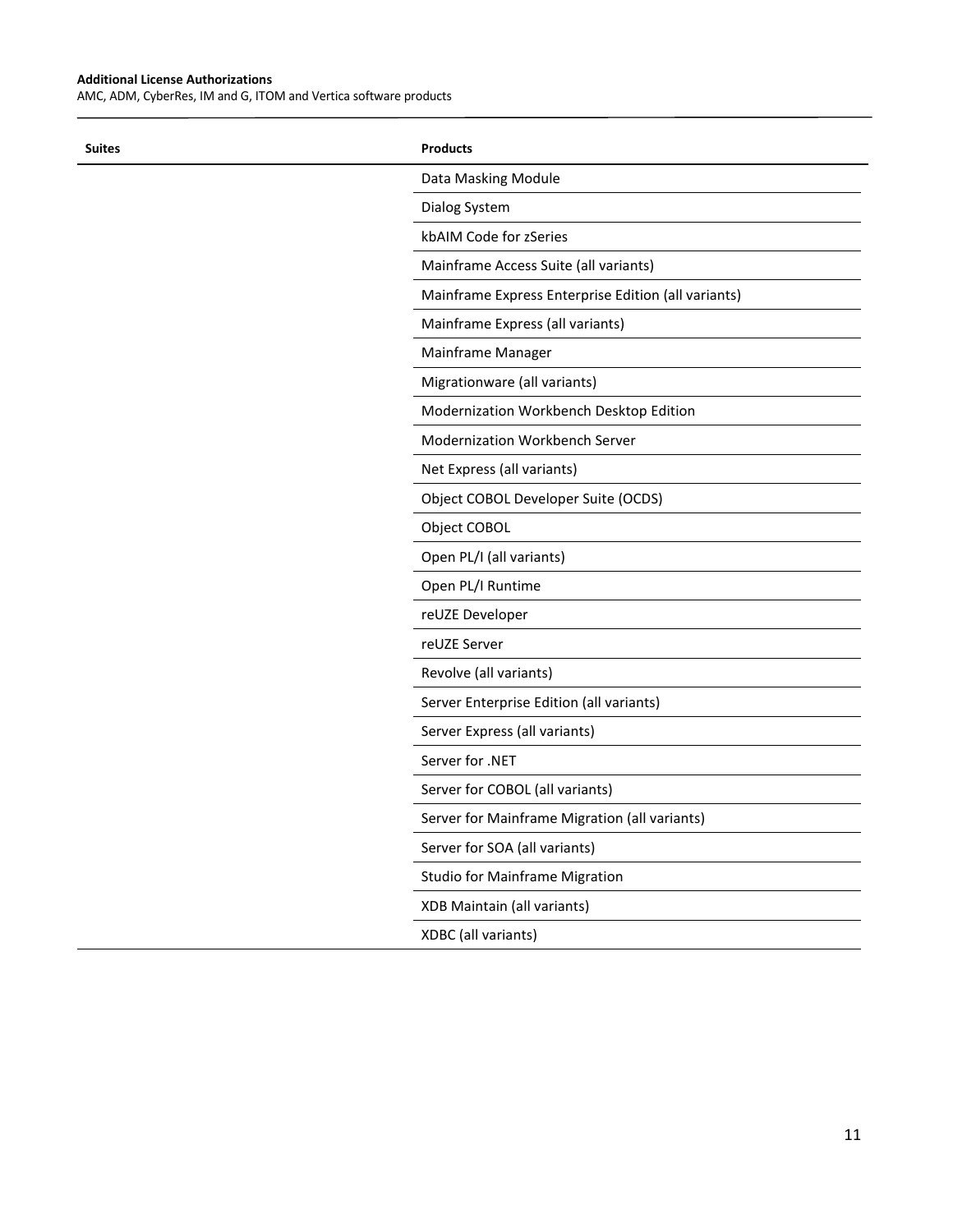| Suites | Products |
|---|---|
| | Data Masking Module |
| | Dialog System |
| | kbAIM Code for zSeries |
| | Mainframe Access Suite (all variants) |
| | Mainframe Express Enterprise Edition (all variants) |
| | Mainframe Express (all variants) |
| | Mainframe Manager |
| | Migrationware (all variants) |
| | Modernization Workbench Desktop Edition |
| | Modernization Workbench Server |
| | Net Express (all variants) |
| | Object COBOL Developer Suite (OCDS) |
| | Object COBOL |
| | Open PL/I (all variants) |
| | Open PL/I Runtime |
| | reUZE Developer |
| | reUZE Server |
| | Revolve (all variants) |
| | Server Enterprise Edition (all variants) |
| | Server Express (all variants) |
| | Server for .NET |
| | Server for COBOL (all variants) |
| | Server for Mainframe Migration (all variants) |
| | Server for SOA (all variants) |
| | Studio for Mainframe Migration |
| | XDB Maintain (all variants) |
| | XDBC (all variants) |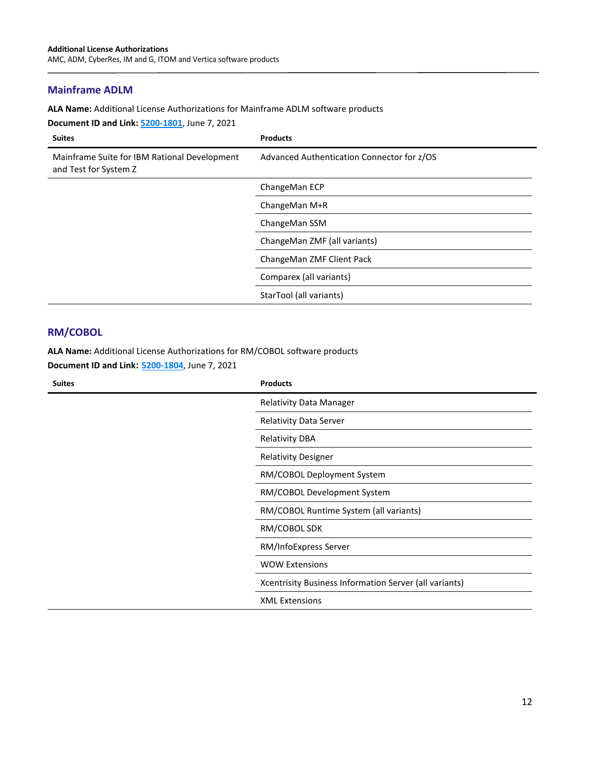## Mainframe ADLM

**ALA Name:** Additional License Authorizations for Mainframe ADLM software products

**Document ID and Link:** 5200-1801, June 7, 2021

| Suites | Products |
|---|---|
| Mainframe Suite for IBM Rational Development and Test for System Z | Advanced Authentication Connector for z/OS |
| | ChangeMan ECP |
| | ChangeMan M+R |
| | ChangeMan SSM |
| | ChangeMan ZMF (all variants) |
| | ChangeMan ZMF Client Pack |
| | Comparex (all variants) |
| | StarTool (all variants) |

## RM/COBOL

**ALA Name:** Additional License Authorizations for RM/COBOL software products

**Document ID and Link:** 5200-1804, June 7, 2021

| Suites | Products |
|---|---|
| | Relativity Data Manager |
| | Relativity Data Server |
| | Relativity DBA |
| | Relativity Designer |
| | RM/COBOL Deployment System |
| | RM/COBOL Development System |
| | RM/COBOL Runtime System (all variants) |
| | RM/COBOL SDK |
| | RM/InfoExpress Server |
| | WOW Extensions |
| | Xcentrisity Business Information Server (all variants) |
| | XML Extensions |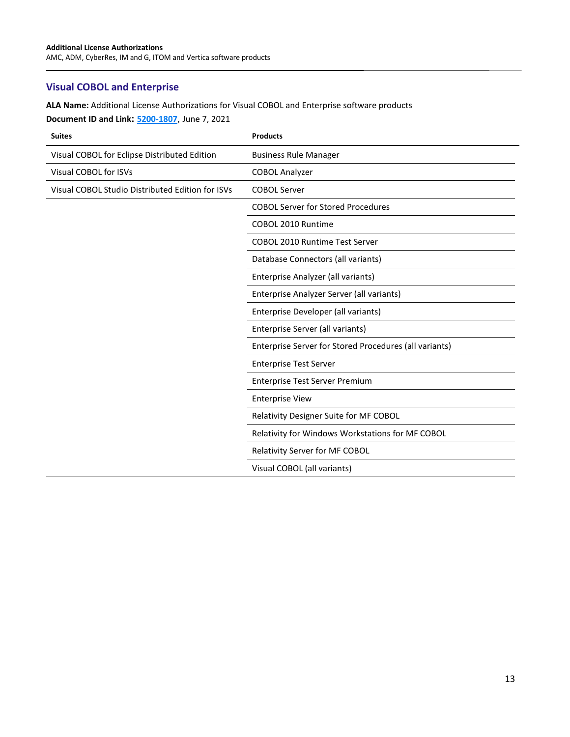## Visual COBOL and Enterprise

**ALA Name:** Additional License Authorizations for Visual COBOL and Enterprise software products

**Document ID and Link:** [5200-1807](5200-1807), June 7, 2021

| Suites | Products |
| --- | --- |
| Visual COBOL for Eclipse Distributed Edition | Business Rule Manager |
| Visual COBOL for ISVs | COBOL Analyzer |
| Visual COBOL Studio Distributed Edition for ISVs | COBOL Server |
| | COBOL Server for Stored Procedures |
| | COBOL 2010 Runtime |
| | COBOL 2010 Runtime Test Server |
| | Database Connectors (all variants) |
| | Enterprise Analyzer (all variants) |
| | Enterprise Analyzer Server (all variants) |
| | Enterprise Developer (all variants) |
| | Enterprise Server (all variants) |
| | Enterprise Server for Stored Procedures (all variants) |
| | Enterprise Test Server |
| | Enterprise Test Server Premium |
| | Enterprise View |
| | Relativity Designer Suite for MF COBOL |
| | Relativity for Windows Workstations for MF COBOL |
| | Relativity Server for MF COBOL |
| | Visual COBOL (all variants) |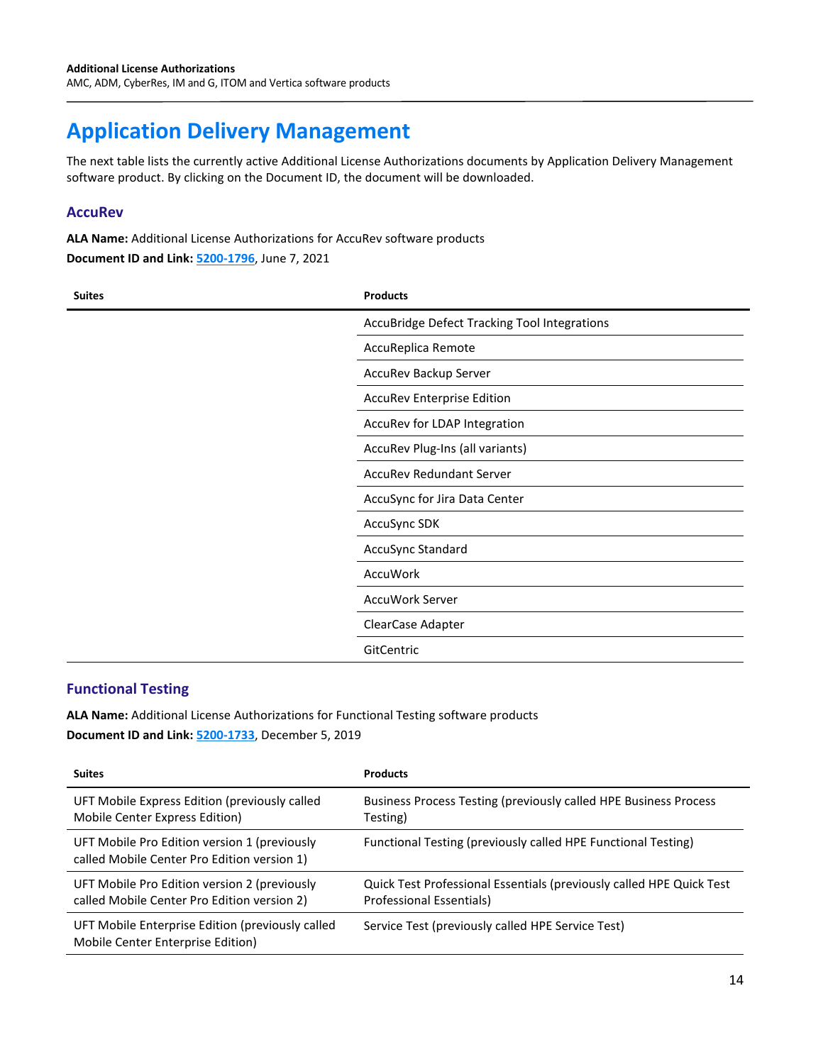# Application Delivery Management

The next table lists the currently active Additional License Authorizations documents by Application Delivery Management software product. By clicking on the Document ID, the document will be downloaded.

## AccuRev

**ALA Name:** Additional License Authorizations for AccuRev software products

**Document ID and Link:** **5200-1796**, June 7, 2021

| Suites | Products |
|---|---|
| | AccuBridge Defect Tracking Tool Integrations |
| | AccuReplica Remote |
| | AccuRev Backup Server |
| | AccuRev Enterprise Edition |
| | AccuRev for LDAP Integration |
| | AccuRev Plug-Ins (all variants) |
| | AccuRev Redundant Server |
| | AccuSync for Jira Data Center |
| | AccuSync SDK |
| | AccuSync Standard |
| | AccuWork |
| | AccuWork Server |
| | ClearCase Adapter |
| | GitCentric |

## Functional Testing

**ALA Name:** Additional License Authorizations for Functional Testing software products

**Document ID and Link:** **5200-1733**, December 5, 2019

| Suites | Products |
|---|---|
| UFT Mobile Express Edition (previously called Mobile Center Express Edition) | Business Process Testing (previously called HPE Business Process Testing) |
| UFT Mobile Pro Edition version 1 (previously called Mobile Center Pro Edition version 1) | Functional Testing (previously called HPE Functional Testing) |
| UFT Mobile Pro Edition version 2 (previously called Mobile Center Pro Edition version 2) | Quick Test Professional Essentials (previously called HPE Quick Test Professional Essentials) |
| UFT Mobile Enterprise Edition (previously called Mobile Center Enterprise Edition) | Service Test (previously called HPE Service Test) |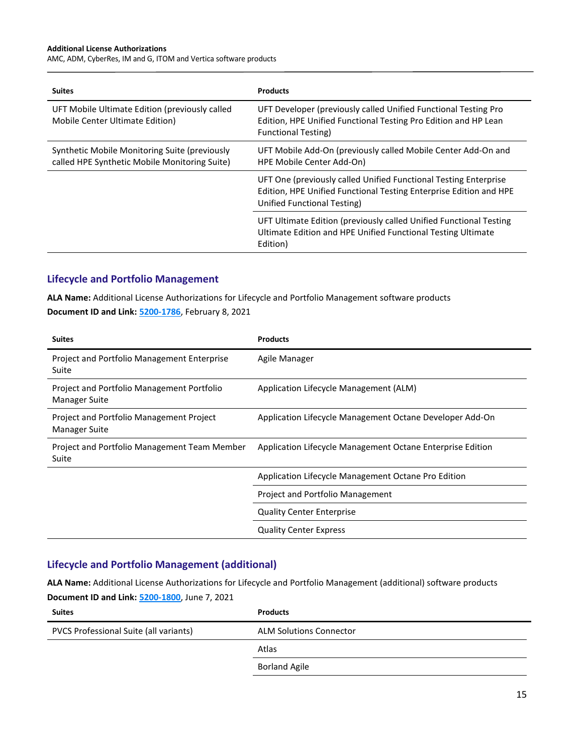| Suites | Products |
| --- | --- |
| UFT Mobile Ultimate Edition (previously called Mobile Center Ultimate Edition) | UFT Developer (previously called Unified Functional Testing Pro Edition, HPE Unified Functional Testing Pro Edition and HP Lean Functional Testing) |
| Synthetic Mobile Monitoring Suite (previously called HPE Synthetic Mobile Monitoring Suite) | UFT Mobile Add-On (previously called Mobile Center Add-On and HPE Mobile Center Add-On) |
| | UFT One (previously called Unified Functional Testing Enterprise Edition, HPE Unified Functional Testing Enterprise Edition and HPE Unified Functional Testing) |
| | UFT Ultimate Edition (previously called Unified Functional Testing Ultimate Edition and HPE Unified Functional Testing Ultimate Edition) |

## Lifecycle and Portfolio Management

**ALA Name:** Additional License Authorizations for Lifecycle and Portfolio Management software products

**Document ID and Link:** 5200-1786, February 8, 2021

| Suites | Products |
| --- | --- |
| Project and Portfolio Management Enterprise Suite | Agile Manager |
| Project and Portfolio Management Portfolio Manager Suite | Application Lifecycle Management (ALM) |
| Project and Portfolio Management Project Manager Suite | Application Lifecycle Management Octane Developer Add-On |
| Project and Portfolio Management Team Member Suite | Application Lifecycle Management Octane Enterprise Edition |
| | Application Lifecycle Management Octane Pro Edition |
| | Project and Portfolio Management |
| | Quality Center Enterprise |
| | Quality Center Express |

## Lifecycle and Portfolio Management (additional)

**ALA Name:** Additional License Authorizations for Lifecycle and Portfolio Management (additional) software products

**Document ID and Link:** 5200-1800, June 7, 2021

| Suites | Products |
| --- | --- |
| PVCS Professional Suite (all variants) | ALM Solutions Connector |
| | Atlas |
| | Borland Agile |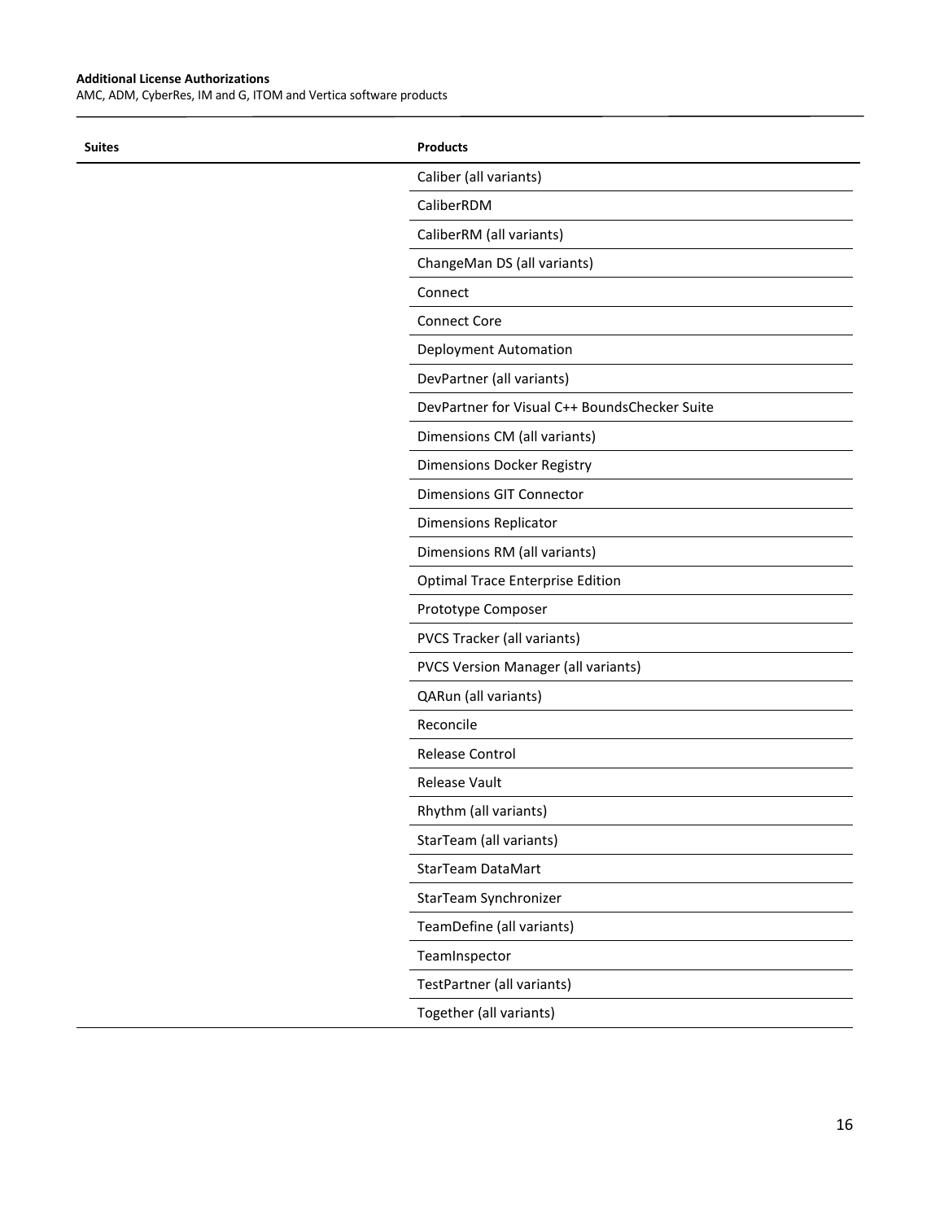| Suites | Products |
| --- | --- |
| | Caliber (all variants) |
| | CaliberRDM |
| | CaliberRM (all variants) |
| | ChangeMan DS (all variants) |
| | Connect |
| | Connect Core |
| | Deployment Automation |
| | DevPartner (all variants) |
| | DevPartner for Visual C++ BoundsChecker Suite |
| | Dimensions CM (all variants) |
| | Dimensions Docker Registry |
| | Dimensions GIT Connector |
| | Dimensions Replicator |
| | Dimensions RM (all variants) |
| | Optimal Trace Enterprise Edition |
| | Prototype Composer |
| | PVCS Tracker (all variants) |
| | PVCS Version Manager (all variants) |
| | QARun (all variants) |
| | Reconcile |
| | Release Control |
| | Release Vault |
| | Rhythm (all variants) |
| | StarTeam (all variants) |
| | StarTeam DataMart |
| | StarTeam Synchronizer |
| | TeamDefine (all variants) |
| | TeamInspector |
| | TestPartner (all variants) |
| | Together (all variants) |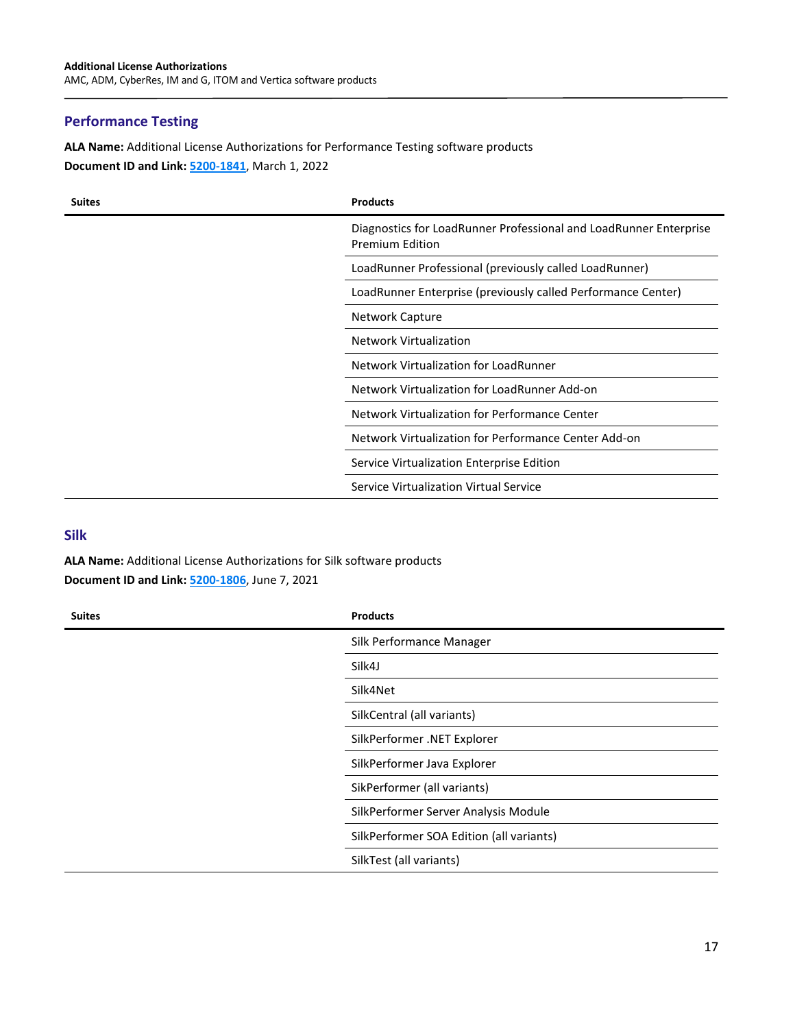## Performance Testing

**ALA Name:** Additional License Authorizations for Performance Testing software products
**Document ID and Link:** 5200-1841, March 1, 2022

| Suites | Products |
|---|---|
| | Diagnostics for LoadRunner Professional and LoadRunner Enterprise Premium Edition |
| | LoadRunner Professional (previously called LoadRunner) |
| | LoadRunner Enterprise (previously called Performance Center) |
| | Network Capture |
| | Network Virtualization |
| | Network Virtualization for LoadRunner |
| | Network Virtualization for LoadRunner Add-on |
| | Network Virtualization for Performance Center |
| | Network Virtualization for Performance Center Add-on |
| | Service Virtualization Enterprise Edition |
| | Service Virtualization Virtual Service |

## Silk

**ALA Name:** Additional License Authorizations for Silk software products
**Document ID and Link:** 5200-1806, June 7, 2021

| Suites | Products |
|---|---|
| | Silk Performance Manager |
| | Silk4J |
| | Silk4Net |
| | SilkCentral (all variants) |
| | SilkPerformer .NET Explorer |
| | SilkPerformer Java Explorer |
| | SikPerformer (all variants) |
| | SilkPerformer Server Analysis Module |
| | SilkPerformer SOA Edition (all variants) |
| | SilkTest (all variants) |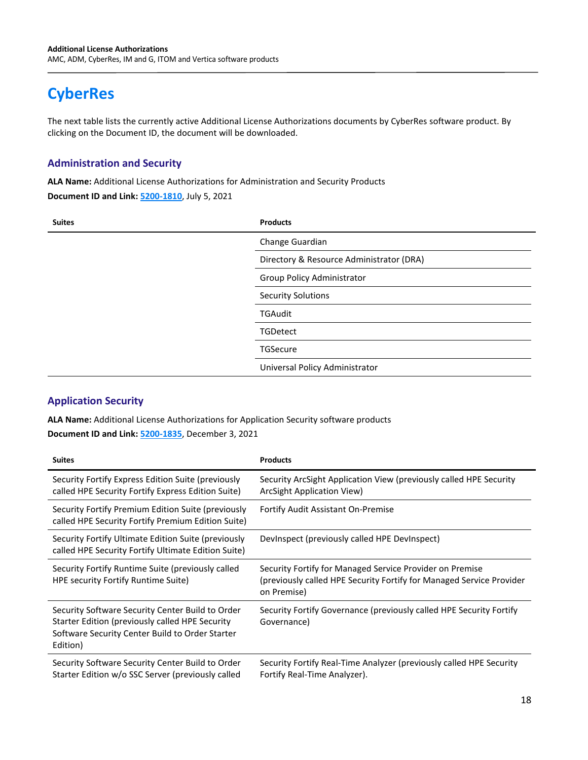# CyberRes

The next table lists the currently active Additional License Authorizations documents by CyberRes software product. By clicking on the Document ID, the document will be downloaded.

## Administration and Security

**ALA Name:** Additional License Authorizations for Administration and Security Products

**Document ID and Link:** 5200-1810, July 5, 2021

| Suites | Products |
| --- | --- |
| | Change Guardian |
| | Directory & Resource Administrator (DRA) |
| | Group Policy Administrator |
| | Security Solutions |
| | TGAudit |
| | TGDetect |
| | TGSecure |
| | Universal Policy Administrator |

## Application Security

**ALA Name:** Additional License Authorizations for Application Security software products

**Document ID and Link:** 5200-1835, December 3, 2021

| Suites | Products |
| --- | --- |
| Security Fortify Express Edition Suite (previously called HPE Security Fortify Express Edition Suite) | Security ArcSight Application View (previously called HPE Security ArcSight Application View) |
| Security Fortify Premium Edition Suite (previously called HPE Security Fortify Premium Edition Suite) | Fortify Audit Assistant On-Premise |
| Security Fortify Ultimate Edition Suite (previously called HPE Security Fortify Ultimate Edition Suite) | DevInspect (previously called HPE DevInspect) |
| Security Fortify Runtime Suite (previously called HPE security Fortify Runtime Suite) | Security Fortify for Managed Service Provider on Premise (previously called HPE Security Fortify for Managed Service Provider on Premise) |
| Security Software Security Center Build to Order Starter Edition (previously called HPE Security Software Security Center Build to Order Starter Edition) | Security Fortify Governance (previously called HPE Security Fortify Governance) |
| Security Software Security Center Build to Order Starter Edition w/o SSC Server (previously called | Security Fortify Real-Time Analyzer (previously called HPE Security Fortify Real-Time Analyzer). |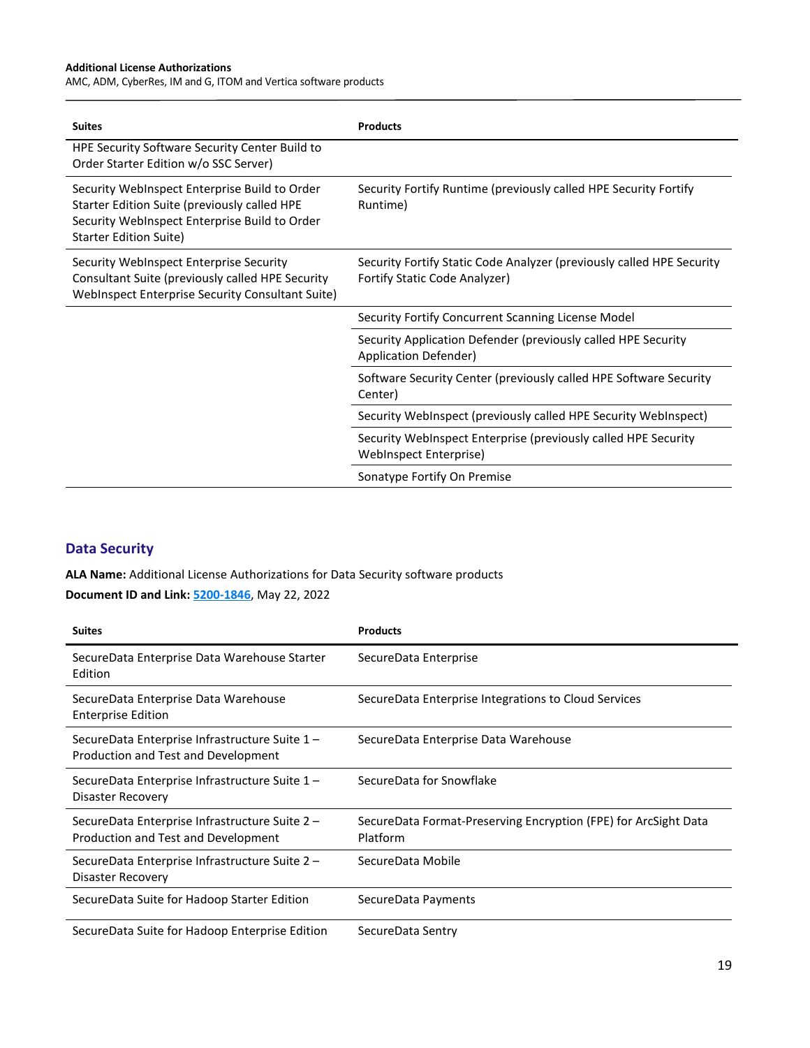| Suites | Products |
|---|---|
| HPE Security Software Security Center Build to Order Starter Edition w/o SSC Server) | |
| Security WebInspect Enterprise Build to Order Starter Edition Suite (previously called HPE Security WebInspect Enterprise Build to Order Starter Edition Suite) | Security Fortify Runtime (previously called HPE Security Fortify Runtime) |
| Security WebInspect Enterprise Security Consultant Suite (previously called HPE Security WebInspect Enterprise Security Consultant Suite) | Security Fortify Static Code Analyzer (previously called HPE Security Fortify Static Code Analyzer) |
| | Security Fortify Concurrent Scanning License Model |
| | Security Application Defender (previously called HPE Security Application Defender) |
| | Software Security Center (previously called HPE Software Security Center) |
| | Security WebInspect (previously called HPE Security WebInspect) |
| | Security WebInspect Enterprise (previously called HPE Security WebInspect Enterprise) |
| | Sonatype Fortify On Premise |

## Data Security

**ALA Name:** Additional License Authorizations for Data Security software products

**Document ID and Link:** 5200-1846, May 22, 2022

| Suites | Products |
|---|---|
| SecureData Enterprise Data Warehouse Starter Edition | SecureData Enterprise |
| SecureData Enterprise Data Warehouse Enterprise Edition | SecureData Enterprise Integrations to Cloud Services |
| SecureData Enterprise Infrastructure Suite 1 – Production and Test and Development | SecureData Enterprise Data Warehouse |
| SecureData Enterprise Infrastructure Suite 1 – Disaster Recovery | SecureData for Snowflake |
| SecureData Enterprise Infrastructure Suite 2 – Production and Test and Development | SecureData Format-Preserving Encryption (FPE) for ArcSight Data Platform |
| SecureData Enterprise Infrastructure Suite 2 – Disaster Recovery | SecureData Mobile |
| SecureData Suite for Hadoop Starter Edition | SecureData Payments |
| SecureData Suite for Hadoop Enterprise Edition | SecureData Sentry |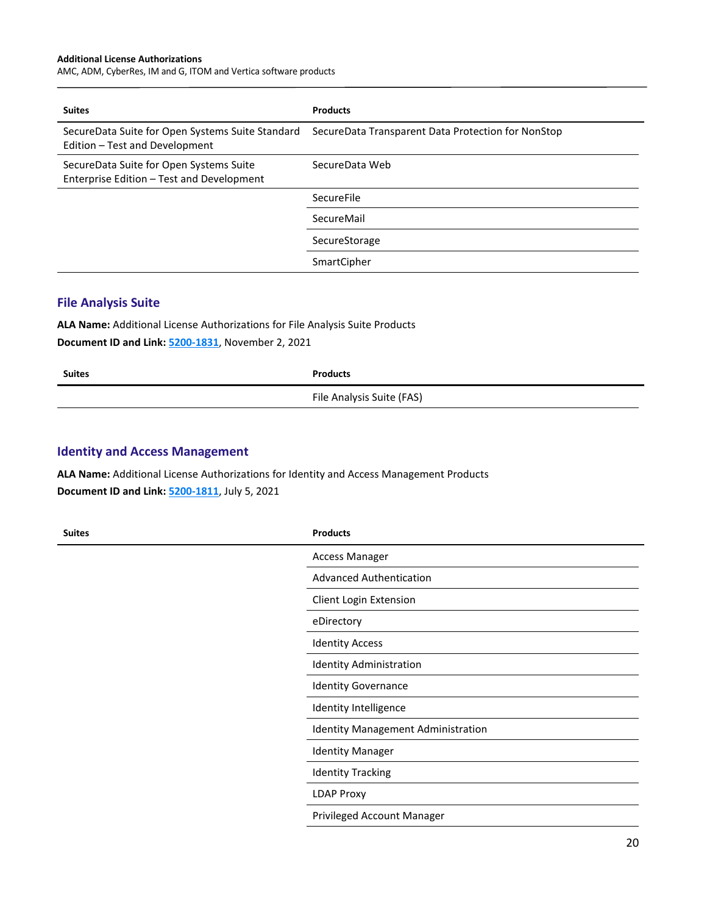| Suites | Products |
|---|---|
| SecureData Suite for Open Systems Suite Standard Edition – Test and Development | SecureData Transparent Data Protection for NonStop |
| SecureData Suite for Open Systems Suite Enterprise Edition – Test and Development | SecureData Web |
| | SecureFile |
| | SecureMail |
| | SecureStorage |
| | SmartCipher |

## File Analysis Suite

**ALA Name:** Additional License Authorizations for File Analysis Suite Products

**Document ID and Link:** 5200-1831, November 2, 2021

| Suites | Products |
|---|---|
| | File Analysis Suite (FAS) |

## Identity and Access Management

**ALA Name:** Additional License Authorizations for Identity and Access Management Products

**Document ID and Link:** 5200-1811, July 5, 2021

| Suites | Products |
|---|---|
| | Access Manager |
| | Advanced Authentication |
| | Client Login Extension |
| | eDirectory |
| | Identity Access |
| | Identity Administration |
| | Identity Governance |
| | Identity Intelligence |
| | Identity Management Administration |
| | Identity Manager |
| | Identity Tracking |
| | LDAP Proxy |
| | Privileged Account Manager |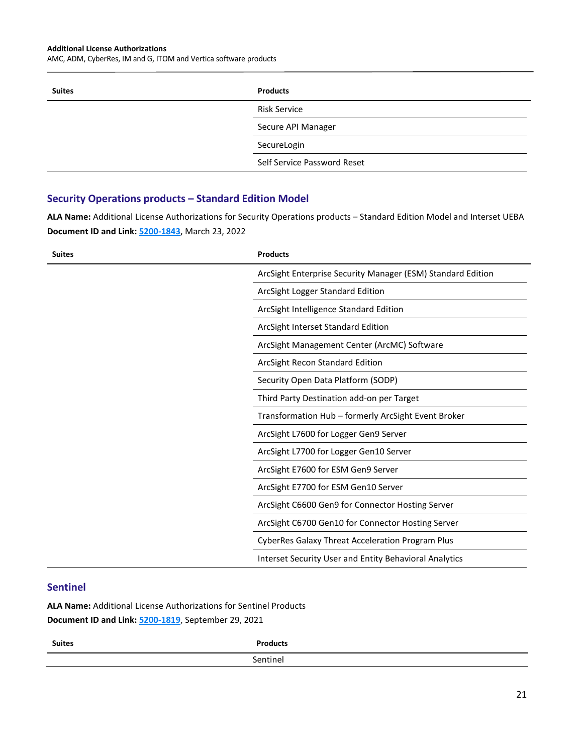| Suites | Products |
| --- | --- |
| | Risk Service |
| | Secure API Manager |
| | SecureLogin |
| | Self Service Password Reset |

## Security Operations products – Standard Edition Model

**ALA Name:** Additional License Authorizations for Security Operations products – Standard Edition Model and Interset UEBA

**Document ID and Link:** [5200-1843](), March 23, 2022

| Suites | Products |
| --- | --- |
| | ArcSight Enterprise Security Manager (ESM) Standard Edition |
| | ArcSight Logger Standard Edition |
| | ArcSight Intelligence Standard Edition |
| | ArcSight Interset Standard Edition |
| | ArcSight Management Center (ArcMC) Software |
| | ArcSight Recon Standard Edition |
| | Security Open Data Platform (SODP) |
| | Third Party Destination add-on per Target |
| | Transformation Hub – formerly ArcSight Event Broker |
| | ArcSight L7600 for Logger Gen9 Server |
| | ArcSight L7700 for Logger Gen10 Server |
| | ArcSight E7600 for ESM Gen9 Server |
| | ArcSight E7700 for ESM Gen10 Server |
| | ArcSight C6600 Gen9 for Connector Hosting Server |
| | ArcSight C6700 Gen10 for Connector Hosting Server |
| | CyberRes Galaxy Threat Acceleration Program Plus |
| | Interset Security User and Entity Behavioral Analytics |

## Sentinel

**ALA Name:** Additional License Authorizations for Sentinel Products

**Document ID and Link:** [5200-1819](), September 29, 2021

| Suites | Products |
| --- | --- |
| | Sentinel |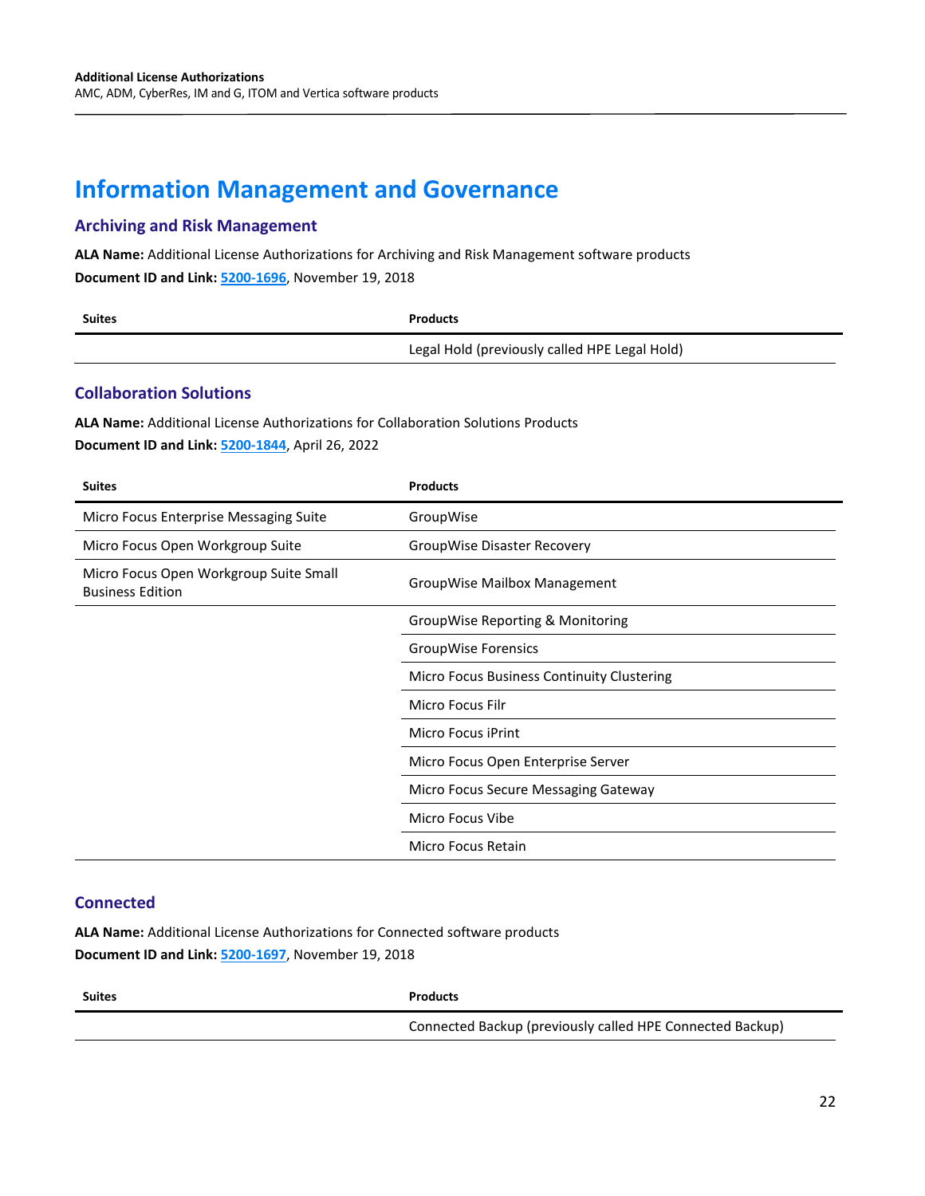# Information Management and Governance

## Archiving and Risk Management

**ALA Name:** Additional License Authorizations for Archiving and Risk Management software products

**Document ID and Link:** **5200-1696**, November 19, 2018

| Suites | Products |
| --- | --- |
| | Legal Hold (previously called HPE Legal Hold) |

## Collaboration Solutions

**ALA Name:** Additional License Authorizations for Collaboration Solutions Products

**Document ID and Link:** **5200-1844**, April 26, 2022

| Suites | Products |
| --- | --- |
| Micro Focus Enterprise Messaging Suite | GroupWise |
| Micro Focus Open Workgroup Suite | GroupWise Disaster Recovery |
| Micro Focus Open Workgroup Suite Small Business Edition | GroupWise Mailbox Management |
| | GroupWise Reporting & Monitoring |
| | GroupWise Forensics |
| | Micro Focus Business Continuity Clustering |
| | Micro Focus Filr |
| | Micro Focus iPrint |
| | Micro Focus Open Enterprise Server |
| | Micro Focus Secure Messaging Gateway |
| | Micro Focus Vibe |
| | Micro Focus Retain |

## Connected

**ALA Name:** Additional License Authorizations for Connected software products

**Document ID and Link:** **5200-1697**, November 19, 2018

| Suites | Products |
| --- | --- |
| | Connected Backup (previously called HPE Connected Backup) |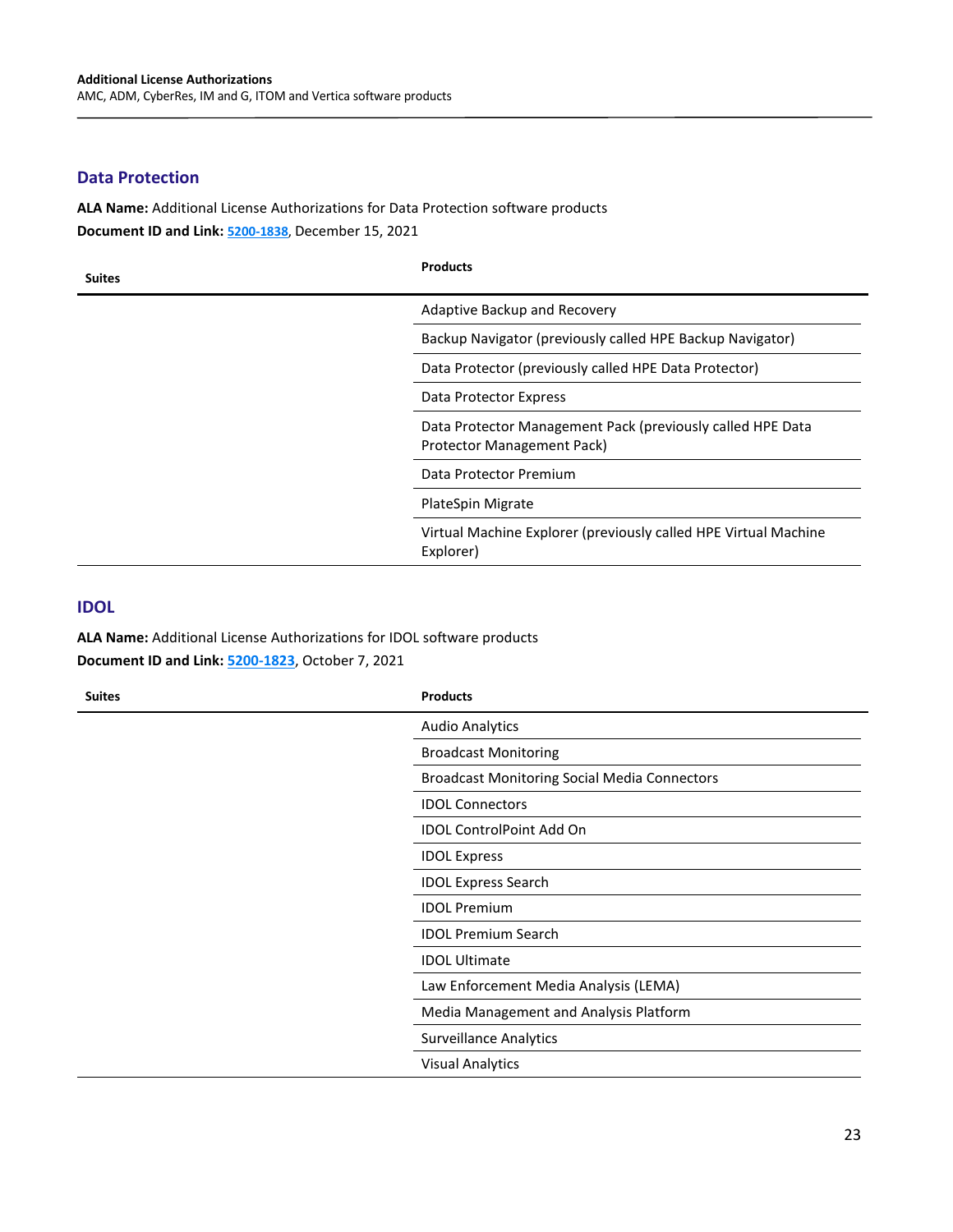## Data Protection

**ALA Name:** Additional License Authorizations for Data Protection software products
**Document ID and Link:** 5200-1838, December 15, 2021

| Suites | Products |
| --- | --- |
| | Adaptive Backup and Recovery |
| | Backup Navigator (previously called HPE Backup Navigator) |
| | Data Protector (previously called HPE Data Protector) |
| | Data Protector Express |
| | Data Protector Management Pack (previously called HPE Data Protector Management Pack) |
| | Data Protector Premium |
| | PlateSpin Migrate |
| | Virtual Machine Explorer (previously called HPE Virtual Machine Explorer) |

## IDOL

**ALA Name:** Additional License Authorizations for IDOL software products
**Document ID and Link:** 5200-1823, October 7, 2021

| Suites | Products |
| --- | --- |
| | Audio Analytics |
| | Broadcast Monitoring |
| | Broadcast Monitoring Social Media Connectors |
| | IDOL Connectors |
| | IDOL ControlPoint Add On |
| | IDOL Express |
| | IDOL Express Search |
| | IDOL Premium |
| | IDOL Premium Search |
| | IDOL Ultimate |
| | Law Enforcement Media Analysis (LEMA) |
| | Media Management and Analysis Platform |
| | Surveillance Analytics |
| | Visual Analytics |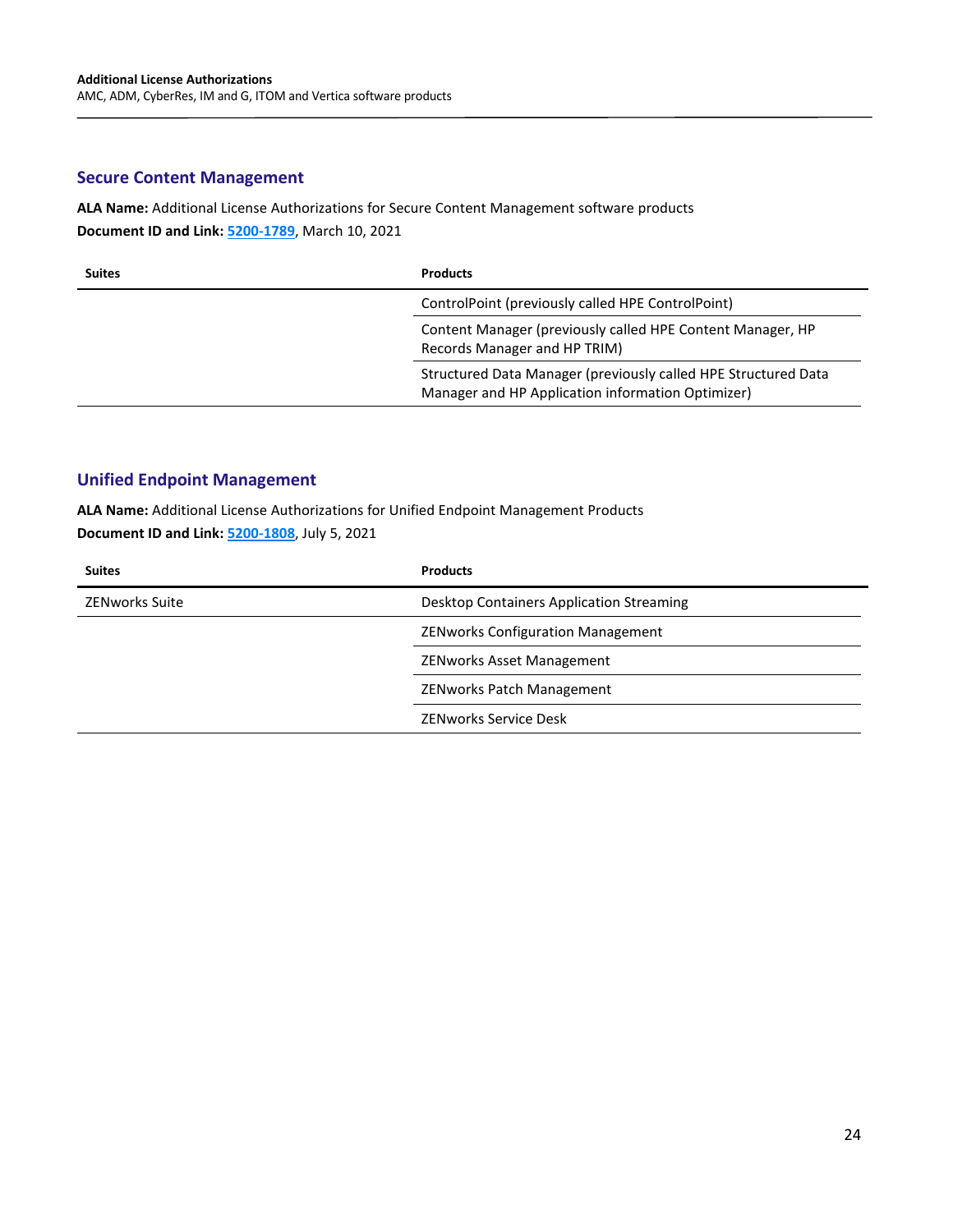## Secure Content Management

**ALA Name:** Additional License Authorizations for Secure Content Management software products
**Document ID and Link:** 5200-1789, March 10, 2021

| Suites | Products |
| --- | --- |
| | ControlPoint (previously called HPE ControlPoint) |
| | Content Manager (previously called HPE Content Manager, HP Records Manager and HP TRIM) |
| | Structured Data Manager (previously called HPE Structured Data Manager and HP Application information Optimizer) |

## Unified Endpoint Management

**ALA Name:** Additional License Authorizations for Unified Endpoint Management Products
**Document ID and Link:** 5200-1808, July 5, 2021

| Suites | Products |
| --- | --- |
| ZENworks Suite | Desktop Containers Application Streaming |
| | ZENworks Configuration Management |
| | ZENworks Asset Management |
| | ZENworks Patch Management |
| | ZENworks Service Desk |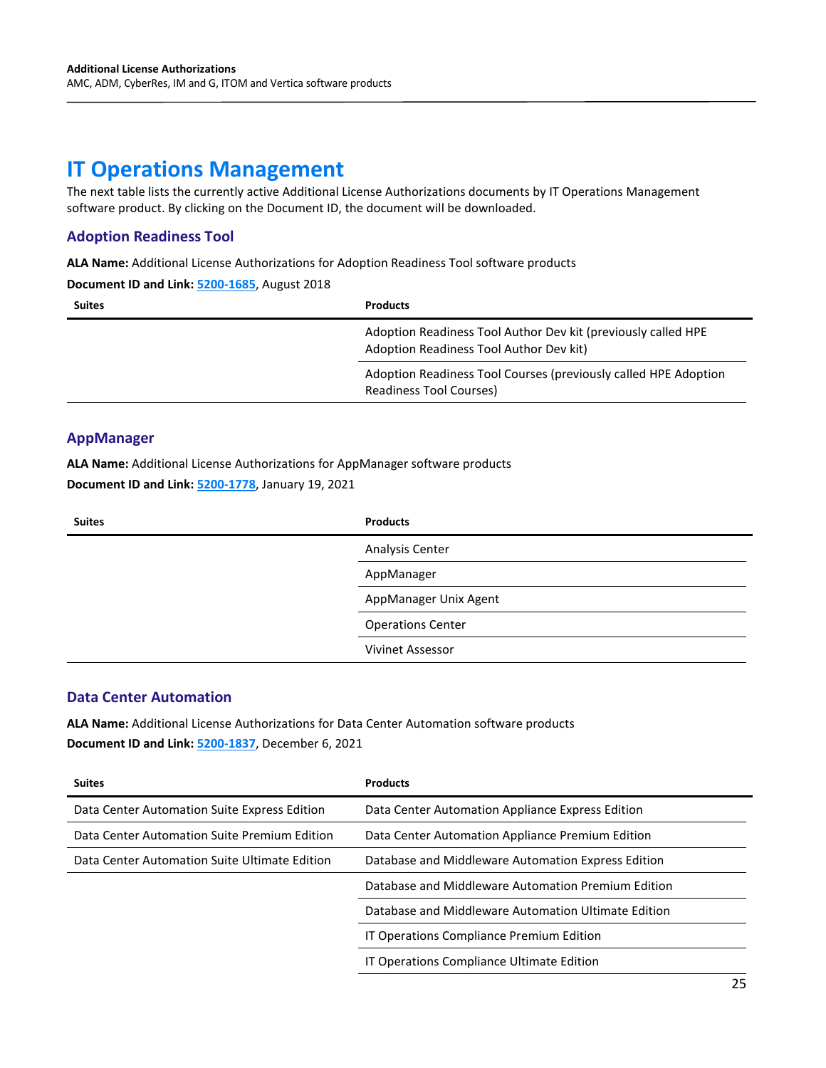# IT Operations Management

The next table lists the currently active Additional License Authorizations documents by IT Operations Management software product. By clicking on the Document ID, the document will be downloaded.

## Adoption Readiness Tool

**ALA Name:** Additional License Authorizations for Adoption Readiness Tool software products

**Document ID and Link:** **5200-1685**, August 2018

| Suites | Products |
|---|---|
| | Adoption Readiness Tool Author Dev kit (previously called HPE Adoption Readiness Tool Author Dev kit) |
| | Adoption Readiness Tool Courses (previously called HPE Adoption Readiness Tool Courses) |

## AppManager

**ALA Name:** Additional License Authorizations for AppManager software products

**Document ID and Link:** **5200-1778**, January 19, 2021

| Suites | Products |
|---|---|
| | Analysis Center |
| | AppManager |
| | AppManager Unix Agent |
| | Operations Center |
| | Vivinet Assessor |

## Data Center Automation

**ALA Name:** Additional License Authorizations for Data Center Automation software products

**Document ID and Link:** **5200-1837**, December 6, 2021

| Suites | Products |
|---|---|
| Data Center Automation Suite Express Edition | Data Center Automation Appliance Express Edition |
| Data Center Automation Suite Premium Edition | Data Center Automation Appliance Premium Edition |
| Data Center Automation Suite Ultimate Edition | Database and Middleware Automation Express Edition |
| | Database and Middleware Automation Premium Edition |
| | Database and Middleware Automation Ultimate Edition |
| | IT Operations Compliance Premium Edition |
| | IT Operations Compliance Ultimate Edition |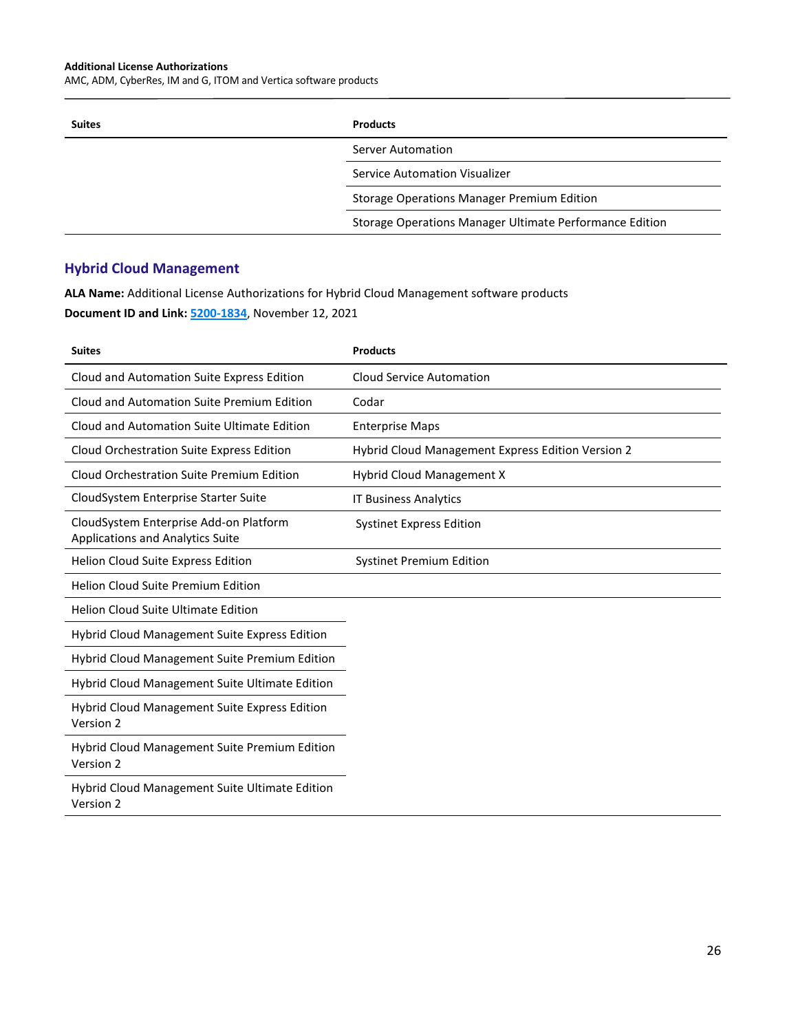| Suites | Products |
|---|---|
| | Server Automation |
| | Service Automation Visualizer |
| | Storage Operations Manager Premium Edition |
| | Storage Operations Manager Ultimate Performance Edition |

## Hybrid Cloud Management

**ALA Name:** Additional License Authorizations for Hybrid Cloud Management software products

**Document ID and Link:** 5200-1834, November 12, 2021

| Suites | Products |
|---|---|
| Cloud and Automation Suite Express Edition | Cloud Service Automation |
| Cloud and Automation Suite Premium Edition | Codar |
| Cloud and Automation Suite Ultimate Edition | Enterprise Maps |
| Cloud Orchestration Suite Express Edition | Hybrid Cloud Management Express Edition Version 2 |
| Cloud Orchestration Suite Premium Edition | Hybrid Cloud Management X |
| CloudSystem Enterprise Starter Suite | IT Business Analytics |
| CloudSystem Enterprise Add-on Platform Applications and Analytics Suite | Systinet Express Edition |
| Helion Cloud Suite Express Edition | Systinet Premium Edition |
| Helion Cloud Suite Premium Edition | |
| Helion Cloud Suite Ultimate Edition | |
| Hybrid Cloud Management Suite Express Edition | |
| Hybrid Cloud Management Suite Premium Edition | |
| Hybrid Cloud Management Suite Ultimate Edition | |
| Hybrid Cloud Management Suite Express Edition Version 2 | |
| Hybrid Cloud Management Suite Premium Edition Version 2 | |
| Hybrid Cloud Management Suite Ultimate Edition Version 2 | |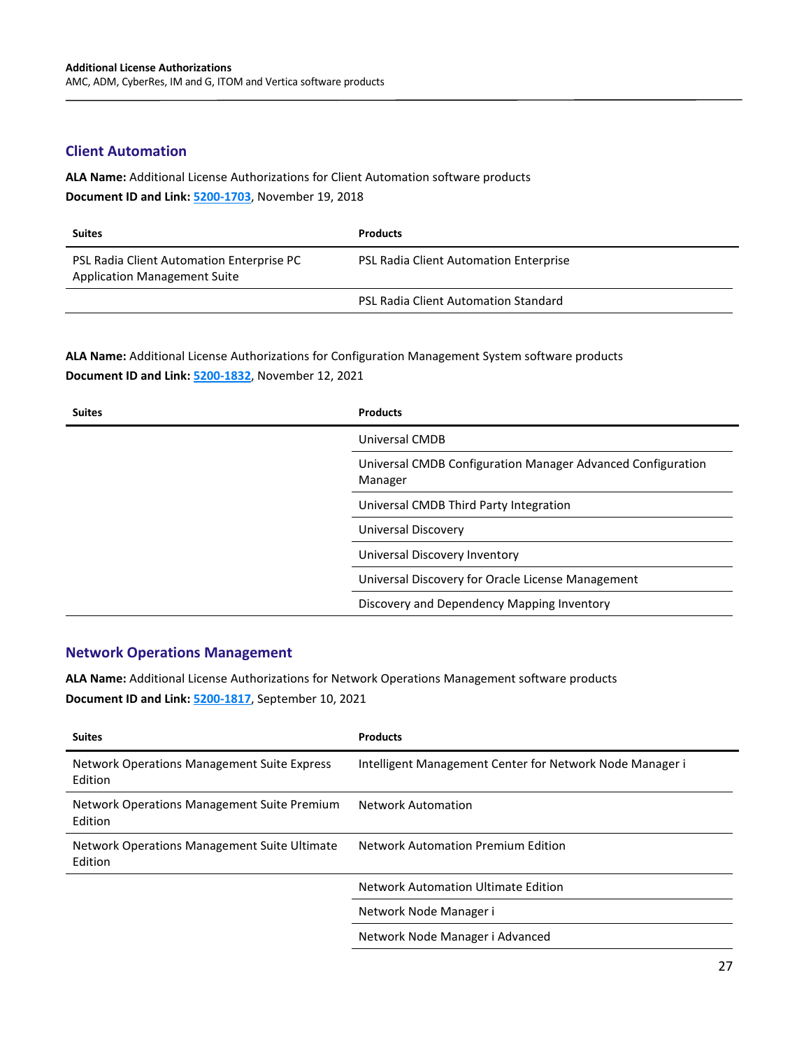## Client Automation

**ALA Name:** Additional License Authorizations for Client Automation software products
**Document ID and Link:** 5200-1703, November 19, 2018

| Suites | Products |
|---|---|
| PSL Radia Client Automation Enterprise PC Application Management Suite | PSL Radia Client Automation Enterprise |
| | PSL Radia Client Automation Standard |

**ALA Name:** Additional License Authorizations for Configuration Management System software products
**Document ID and Link:** 5200-1832, November 12, 2021

| Suites | Products |
|---|---|
| | Universal CMDB |
| | Universal CMDB Configuration Manager Advanced Configuration Manager |
| | Universal CMDB Third Party Integration |
| | Universal Discovery |
| | Universal Discovery Inventory |
| | Universal Discovery for Oracle License Management |
| | Discovery and Dependency Mapping Inventory |

## Network Operations Management

**ALA Name:** Additional License Authorizations for Network Operations Management software products
**Document ID and Link:** 5200-1817, September 10, 2021

| Suites | Products |
|---|---|
| Network Operations Management Suite Express Edition | Intelligent Management Center for Network Node Manager i |
| Network Operations Management Suite Premium Edition | Network Automation |
| Network Operations Management Suite Ultimate Edition | Network Automation Premium Edition |
| | Network Automation Ultimate Edition |
| | Network Node Manager i |
| | Network Node Manager i Advanced |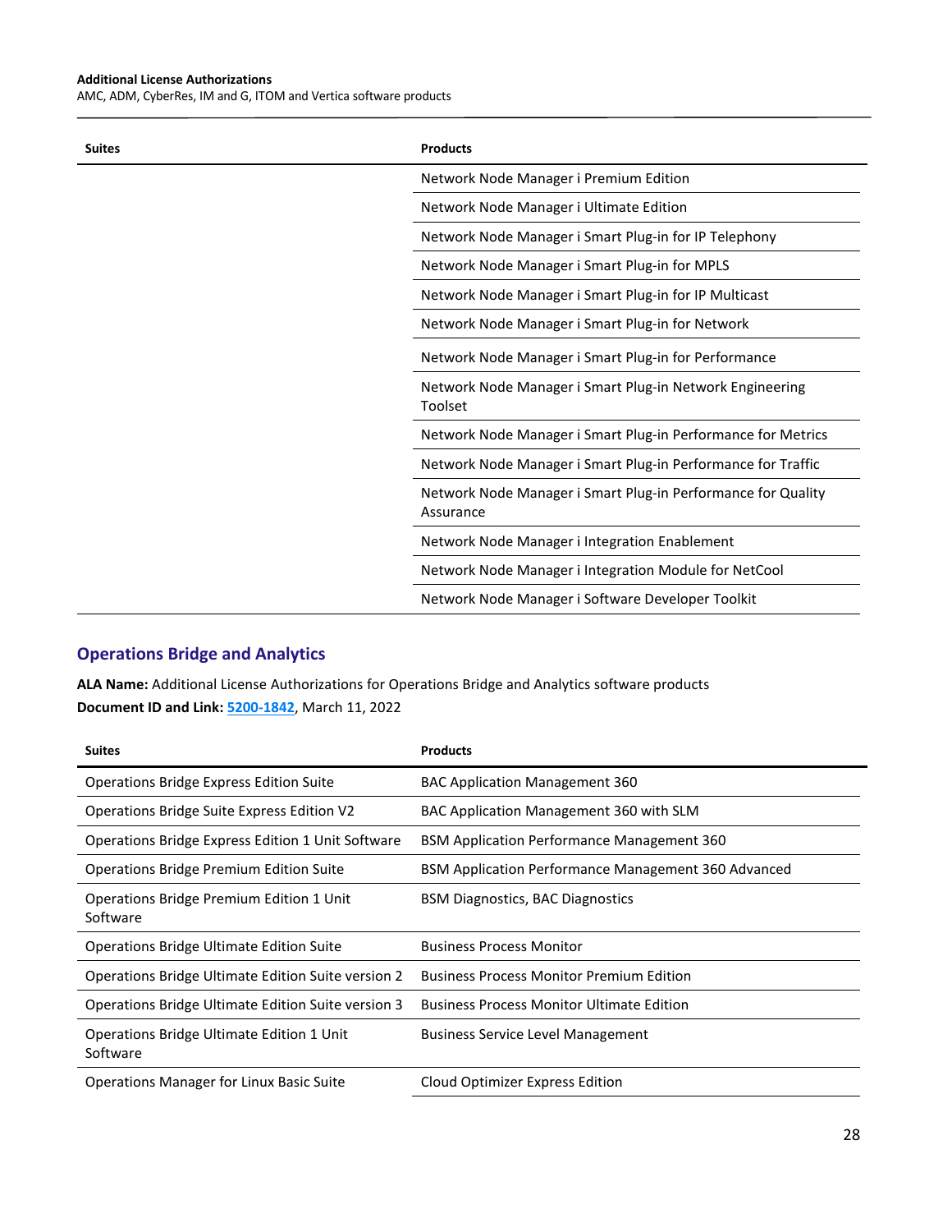| Suites | Products |
| --- | --- |
| | Network Node Manager i Premium Edition |
| | Network Node Manager i Ultimate Edition |
| | Network Node Manager i Smart Plug-in for IP Telephony |
| | Network Node Manager i Smart Plug-in for MPLS |
| | Network Node Manager i Smart Plug-in for IP Multicast |
| | Network Node Manager i Smart Plug-in for Network |
| | Network Node Manager i Smart Plug-in for Performance |
| | Network Node Manager i Smart Plug-in Network Engineering Toolset |
| | Network Node Manager i Smart Plug-in Performance for Metrics |
| | Network Node Manager i Smart Plug-in Performance for Traffic |
| | Network Node Manager i Smart Plug-in Performance for Quality Assurance |
| | Network Node Manager i Integration Enablement |
| | Network Node Manager i Integration Module for NetCool |
| | Network Node Manager i Software Developer Toolkit |

## Operations Bridge and Analytics

**ALA Name:** Additional License Authorizations for Operations Bridge and Analytics software products
**Document ID and Link:** 5200-1842, March 11, 2022

| Suites | Products |
| --- | --- |
| Operations Bridge Express Edition Suite | BAC Application Management 360 |
| Operations Bridge Suite Express Edition V2 | BAC Application Management 360 with SLM |
| Operations Bridge Express Edition 1 Unit Software | BSM Application Performance Management 360 |
| Operations Bridge Premium Edition Suite | BSM Application Performance Management 360 Advanced |
| Operations Bridge Premium Edition 1 Unit Software | BSM Diagnostics, BAC Diagnostics |
| Operations Bridge Ultimate Edition Suite | Business Process Monitor |
| Operations Bridge Ultimate Edition Suite version 2 | Business Process Monitor Premium Edition |
| Operations Bridge Ultimate Edition Suite version 3 | Business Process Monitor Ultimate Edition |
| Operations Bridge Ultimate Edition 1 Unit Software | Business Service Level Management |
| Operations Manager for Linux Basic Suite | Cloud Optimizer Express Edition |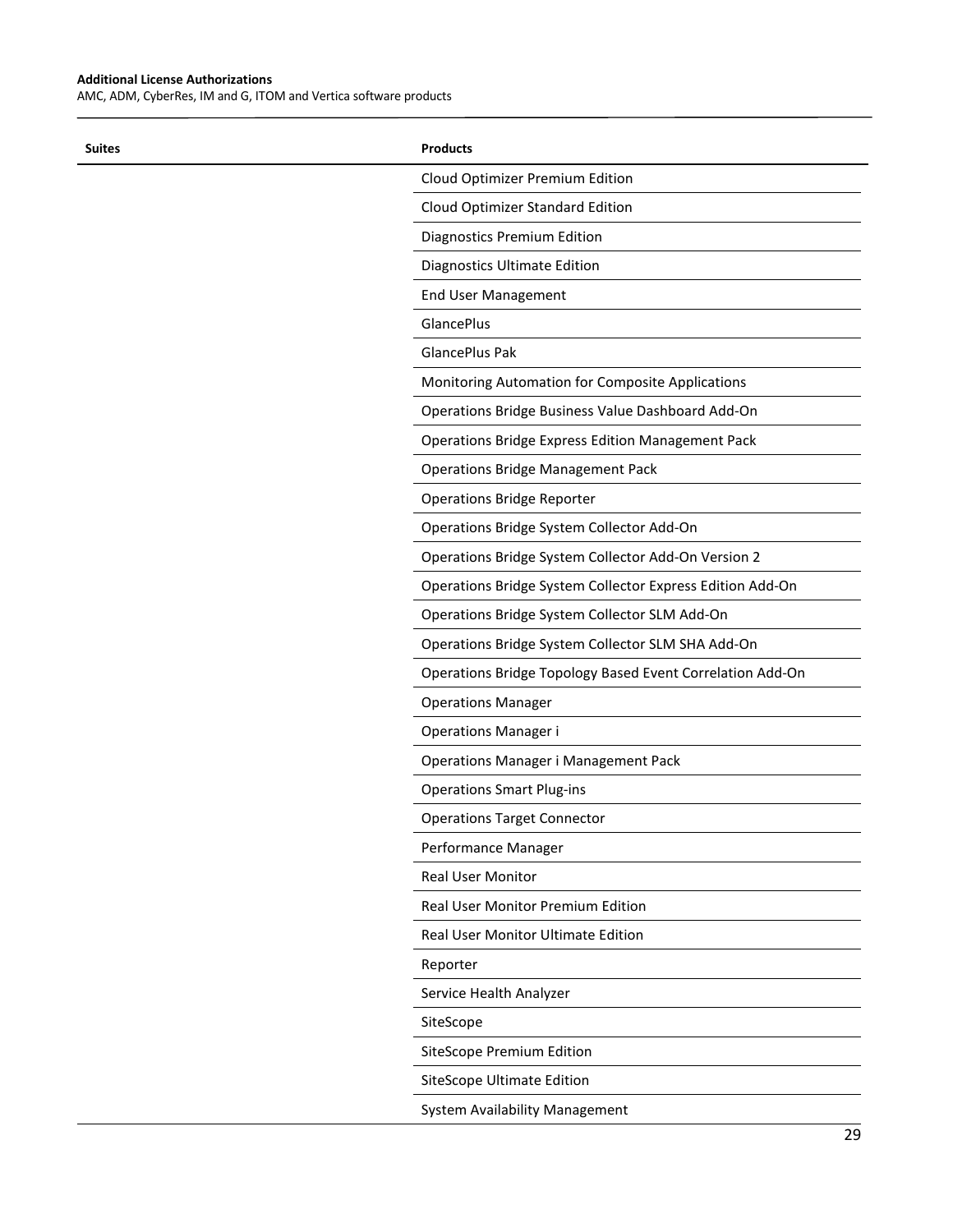| Suites | Products |
| --- | --- |
| | Cloud Optimizer Premium Edition |
| | Cloud Optimizer Standard Edition |
| | Diagnostics Premium Edition |
| | Diagnostics Ultimate Edition |
| | End User Management |
| | GlancePlus |
| | GlancePlus Pak |
| | Monitoring Automation for Composite Applications |
| | Operations Bridge Business Value Dashboard Add-On |
| | Operations Bridge Express Edition Management Pack |
| | Operations Bridge Management Pack |
| | Operations Bridge Reporter |
| | Operations Bridge System Collector Add-On |
| | Operations Bridge System Collector Add-On Version 2 |
| | Operations Bridge System Collector Express Edition Add-On |
| | Operations Bridge System Collector SLM Add-On |
| | Operations Bridge System Collector SLM SHA Add-On |
| | Operations Bridge Topology Based Event Correlation Add-On |
| | Operations Manager |
| | Operations Manager i |
| | Operations Manager i Management Pack |
| | Operations Smart Plug-ins |
| | Operations Target Connector |
| | Performance Manager |
| | Real User Monitor |
| | Real User Monitor Premium Edition |
| | Real User Monitor Ultimate Edition |
| | Reporter |
| | Service Health Analyzer |
| | SiteScope |
| | SiteScope Premium Edition |
| | SiteScope Ultimate Edition |
| | System Availability Management |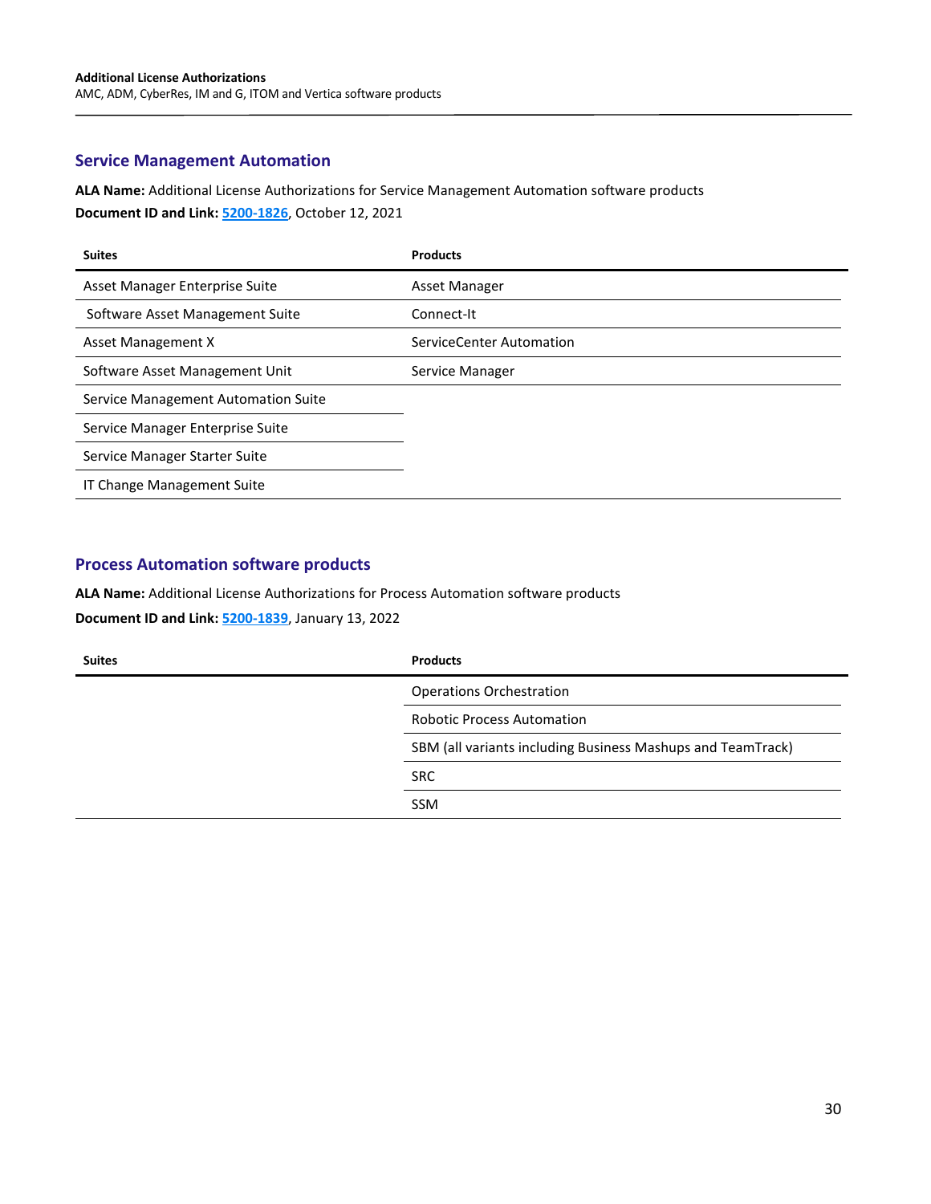## Service Management Automation

**ALA Name:** Additional License Authorizations for Service Management Automation software products

**Document ID and Link:** 5200-1826, October 12, 2021

| Suites | Products |
|---|---|
| Asset Manager Enterprise Suite | Asset Manager |
| Software Asset Management Suite | Connect-It |
| Asset Management X | ServiceCenter Automation |
| Software Asset Management Unit | Service Manager |
| Service Management Automation Suite | |
| Service Manager Enterprise Suite | |
| Service Manager Starter Suite | |
| IT Change Management Suite | |

## Process Automation software products

**ALA Name:** Additional License Authorizations for Process Automation software products

**Document ID and Link:** 5200-1839, January 13, 2022

| Suites | Products |
|---|---|
| | Operations Orchestration |
| | Robotic Process Automation |
| | SBM (all variants including Business Mashups and TeamTrack) |
| | SRC |
| | SSM |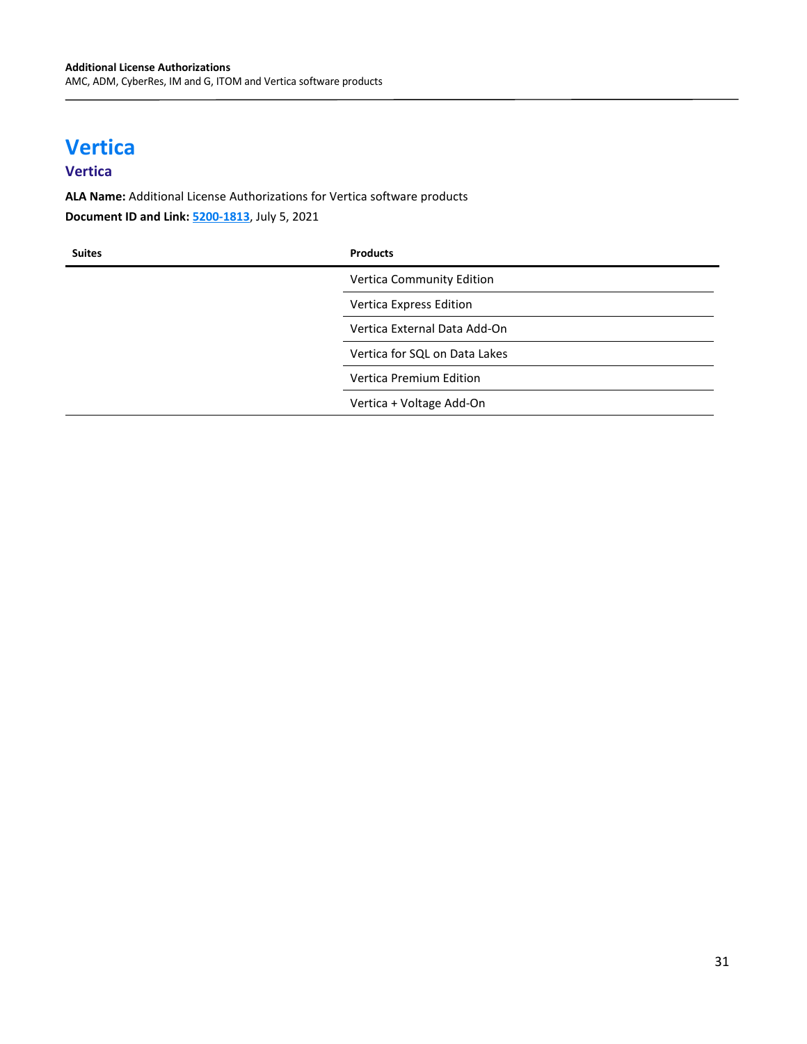# Vertica

## Vertica

**ALA Name:** Additional License Authorizations for Vertica software products

**Document ID and Link:** **5200-1813**, July 5, 2021

| Suites | Products |
| --- | --- |
| | Vertica Community Edition |
| | Vertica Express Edition |
| | Vertica External Data Add-On |
| | Vertica for SQL on Data Lakes |
| | Vertica Premium Edition |
| | Vertica + Voltage Add-On |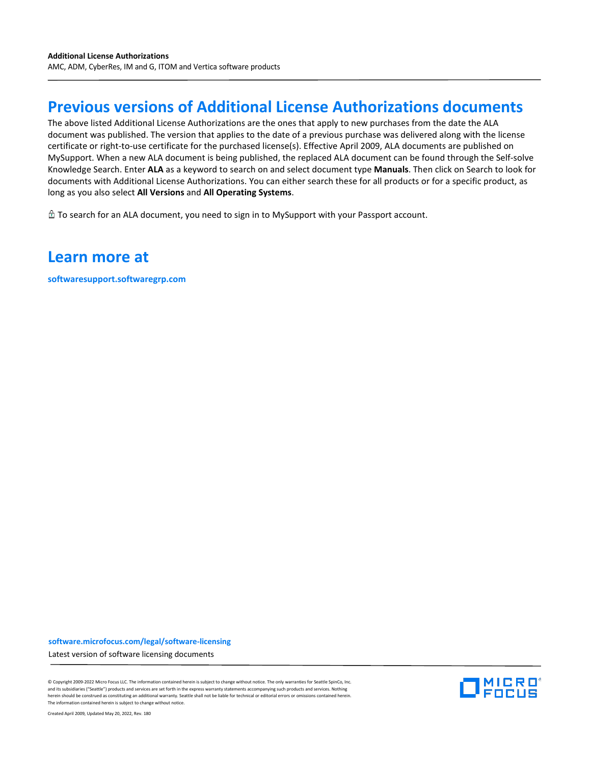## Previous versions of Additional License Authorizations documents

The above listed Additional License Authorizations are the ones that apply to new purchases from the date the ALA document was published. The version that applies to the date of a previous purchase was delivered along with the license certificate or right-to-use certificate for the purchased license(s). Effective April 2009, ALA documents are published on MySupport. When a new ALA document is being published, the replaced ALA document can be found through the Self-solve Knowledge Search. Enter **ALA** as a keyword to search on and select document type **Manuals**. Then click on Search to look for documents with Additional License Authorizations. You can either search these for all products or for a specific product, as long as you also select **All Versions** and **All Operating Systems**.

🔒 To search for an ALA document, you need to sign in to MySupport with your Passport account.

## Learn more at

**softwaresupport.softwaregrp.com**

**software.microfocus.com/legal/software-licensing**

Latest version of software licensing documents

© Copyright 2009-2022 Micro Focus LLC. The information contained herein is subject to change without notice. The only warranties for Seattle SpinCo, Inc. and its subsidiaries ("Seattle") products and services are set forth in the express warranty statements accompanying such products and services. Nothing herein should be construed as constituting an additional warranty. Seattle shall not be liable for technical or editorial errors or omissions contained herein. The information contained herein is subject to change without notice.

Created April 2009, Updated May 20, 2022, Rev. 180